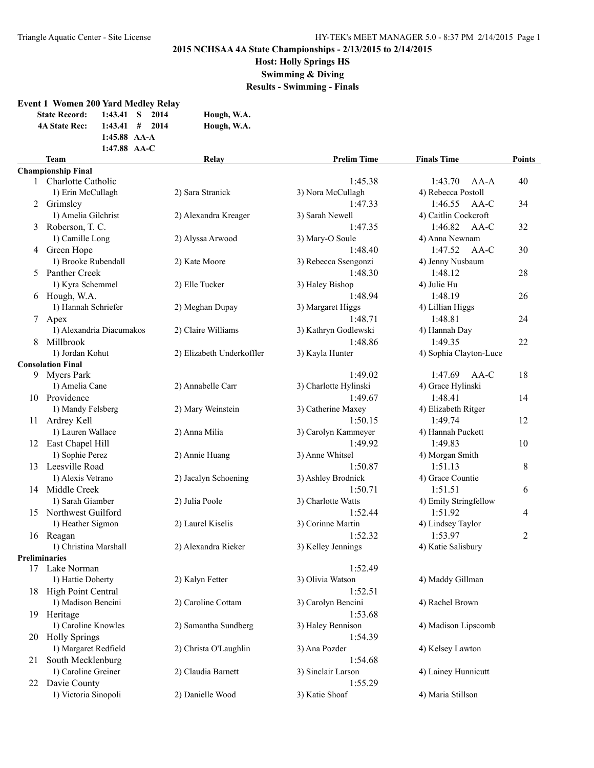# 2015 NCHSAA 4A State Championships - 2/13/2015 to 2/14/2015

## Host: Holly Springs HS

## Swimming & Diving

## Results - Swimming - Finals

### Event 1 Women 200 Yard Medley Relay

| | | | | |
|---|---|---|---|---|
| State Record: | 1:43.41 | S | 2014 | Hough, W.A. |
| 4A State Rec: | 1:43.41 | # | 2014 | Hough, W.A. |
| | 1:45.88 | AA-A | | |
| | 1:47.88 | AA-C | | |

| | Team | Relay | Prelim Time | Finals Time | Points |
|---|---|---|---|---|---|
| **Championship Final** | | | | | |
| 1 | Charlotte Catholic | | 1:45.38 | 1:43.70 AA-A | 40 |
| | 1) Erin McCullagh | 2) Sara Stranick | 3) Nora McCullagh | 4) Rebecca Postoll | |
| 2 | Grimsley | | 1:47.33 | 1:46.55 AA-C | 34 |
| | 1) Amelia Gilchrist | 2) Alexandra Kreager | 3) Sarah Newell | 4) Caitlin Cockcroft | |
| 3 | Roberson, T. C. | | 1:47.35 | 1:46.82 AA-C | 32 |
| | 1) Camille Long | 2) Alyssa Arwood | 3) Mary-O Soule | 4) Anna Newnam | |
| 4 | Green Hope | | 1:48.40 | 1:47.52 AA-C | 30 |
| | 1) Brooke Rubendall | 2) Kate Moore | 3) Rebecca Ssengonzi | 4) Jenny Nusbaum | |
| 5 | Panther Creek | | 1:48.30 | 1:48.12 | 28 |
| | 1) Kyra Schemmel | 2) Elle Tucker | 3) Haley Bishop | 4) Julie Hu | |
| 6 | Hough, W.A. | | 1:48.94 | 1:48.19 | 26 |
| | 1) Hannah Schriefer | 2) Meghan Dupay | 3) Margaret Higgs | 4) Lillian Higgs | |
| 7 | Apex | | 1:48.71 | 1:48.81 | 24 |
| | 1) Alexandria Diacumakos | 2) Claire Williams | 3) Kathryn Godlewski | 4) Hannah Day | |
| 8 | Millbrook | | 1:48.86 | 1:49.35 | 22 |
| | 1) Jordan Kohut | 2) Elizabeth Underkoffler | 3) Kayla Hunter | 4) Sophia Clayton-Luce | |
| **Consolation Final** | | | | | |
| 9 | Myers Park | | 1:49.02 | 1:47.69 AA-C | 18 |
| | 1) Amelia Cane | 2) Annabelle Carr | 3) Charlotte Hylinski | 4) Grace Hylinski | |
| 10 | Providence | | 1:49.67 | 1:48.41 | 14 |
| | 1) Mandy Felsberg | 2) Mary Weinstein | 3) Catherine Maxey | 4) Elizabeth Ritger | |
| 11 | Ardrey Kell | | 1:50.15 | 1:49.74 | 12 |
| | 1) Lauren Wallace | 2) Anna Milia | 3) Carolyn Kammeyer | 4) Hannah Puckett | |
| 12 | East Chapel Hill | | 1:49.92 | 1:49.83 | 10 |
| | 1) Sophie Perez | 2) Annie Huang | 3) Anne Whitsel | 4) Morgan Smith | |
| 13 | Leesville Road | | 1:50.87 | 1:51.13 | 8 |
| | 1) Alexis Vetrano | 2) Jacalyn Schoening | 3) Ashley Brodnick | 4) Grace Countie | |
| 14 | Middle Creek | | 1:50.71 | 1:51.51 | 6 |
| | 1) Sarah Giamber | 2) Julia Poole | 3) Charlotte Watts | 4) Emily Stringfellow | |
| 15 | Northwest Guilford | | 1:52.44 | 1:51.92 | 4 |
| | 1) Heather Sigmon | 2) Laurel Kiselis | 3) Corinne Martin | 4) Lindsey Taylor | |
| 16 | Reagan | | 1:52.32 | 1:53.97 | 2 |
| | 1) Christina Marshall | 2) Alexandra Rieker | 3) Kelley Jennings | 4) Katie Salisbury | |
| **Preliminaries** | | | | | |
| 17 | Lake Norman | | 1:52.49 | | |
| | 1) Hattie Doherty | 2) Kalyn Fetter | 3) Olivia Watson | 4) Maddy Gillman | |
| 18 | High Point Central | | 1:52.51 | | |
| | 1) Madison Bencini | 2) Caroline Cottam | 3) Carolyn Bencini | 4) Rachel Brown | |
| 19 | Heritage | | 1:53.68 | | |
| | 1) Caroline Knowles | 2) Samantha Sundberg | 3) Haley Bennison | 4) Madison Lipscomb | |
| 20 | Holly Springs | | 1:54.39 | | |
| | 1) Margaret Redfield | 2) Christa O'Laughlin | 3) Ana Pozder | 4) Kelsey Lawton | |
| 21 | South Mecklenburg | | 1:54.68 | | |
| | 1) Caroline Greiner | 2) Claudia Barnett | 3) Sinclair Larson | 4) Lainey Hunnicutt | |
| 22 | Davie County | | 1:55.29 | | |
| | 1) Victoria Sinopoli | 2) Danielle Wood | 3) Katie Shoaf | 4) Maria Stillson | |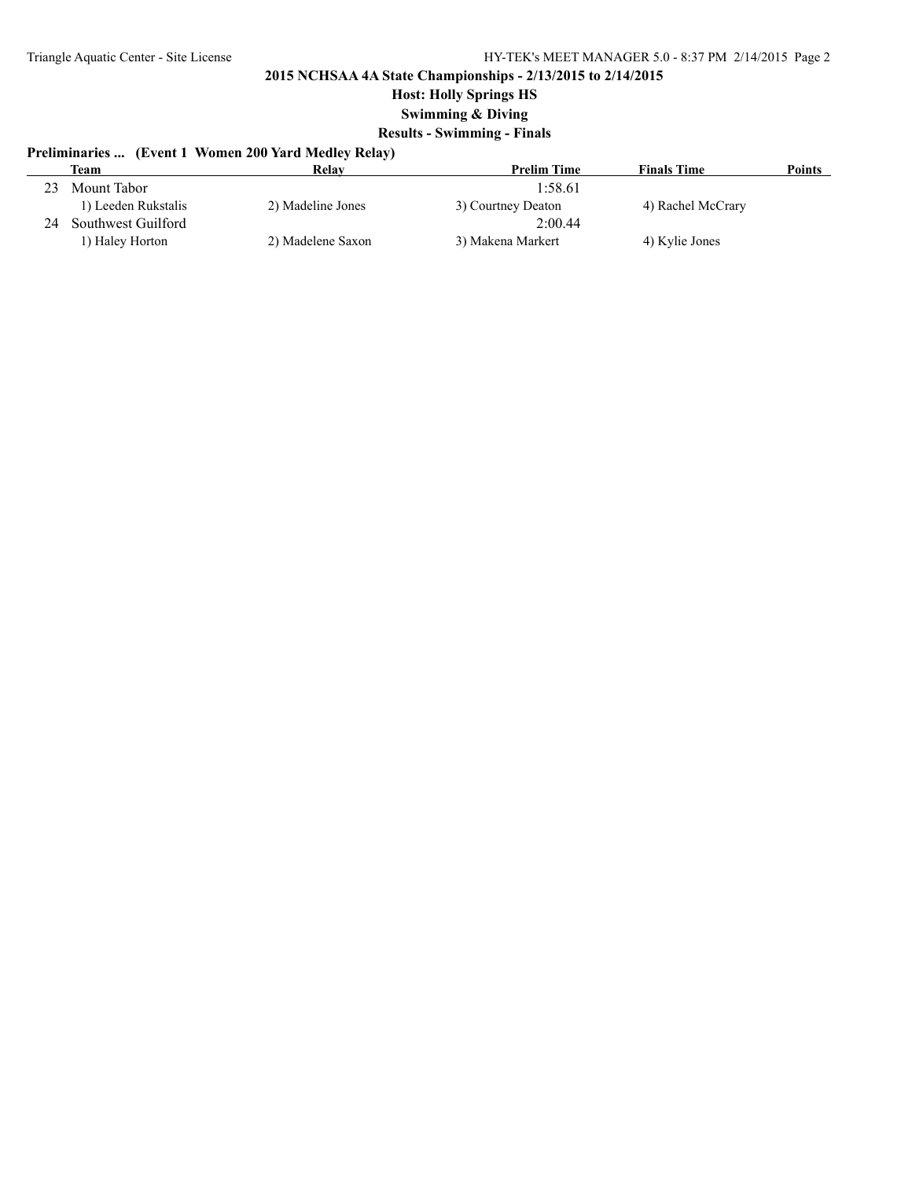## 2015 NCHSAA 4A State Championships - 2/13/2015 to 2/14/2015

**Host: Holly Springs HS**

**Swimming & Diving**

**Results - Swimming - Finals**

### Preliminaries ... (Event 1 Women 200 Yard Medley Relay)

| | Team | Relay | Prelim Time | Finals Time | Points |
|---|---|---|---|---|---|
| 23 | Mount Tabor | | 1:58.61 | | |
| | 1) Leeden Rukstalis | 2) Madeline Jones | 3) Courtney Deaton | 4) Rachel McCrary | |
| 24 | Southwest Guilford | | 2:00.44 | | |
| | 1) Haley Horton | 2) Madelene Saxon | 3) Makena Markert | 4) Kylie Jones | |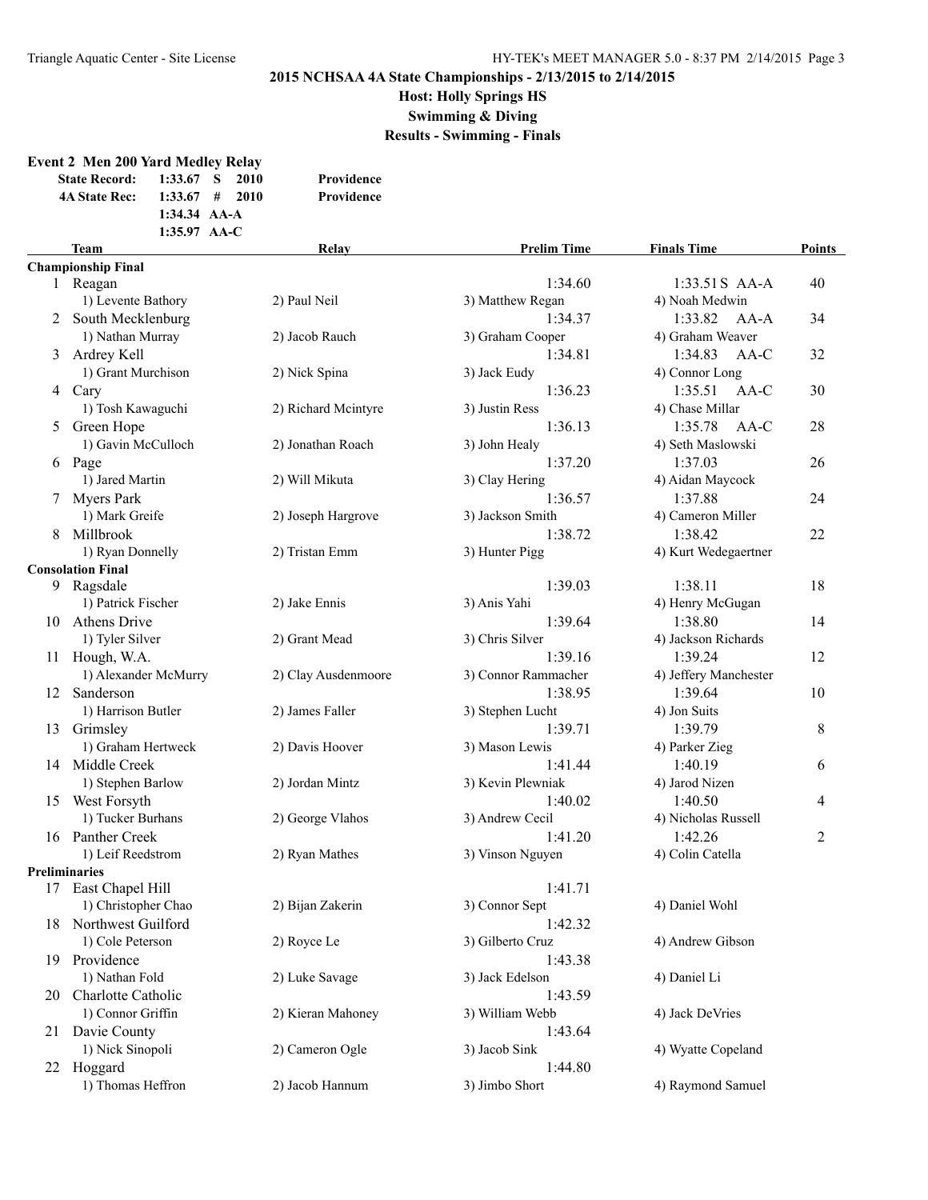**2015 NCHSAA 4A State Championships - 2/13/2015 to 2/14/2015**

**Host: Holly Springs HS**

**Swimming & Diving**

**Results - Swimming - Finals**

### Event 2 Men 200 Yard Medley Relay

| | | | |
|---|---|---|---|
| **State Record:** | 1:33.67 S | 2010 | Providence |
| **4A State Rec:** | 1:33.67 # | 2010 | Providence |
| | 1:34.34 AA-A | | |
| | 1:35.97 AA-C | | |

| | Team | Relay | | Prelim Time | Finals Time | Points |
|---|---|---|---|---|---|---|
| **Championship Final** | | | | | | |
| 1 | Reagan | | | 1:34.60 | 1:33.51S AA-A | 40 |
| | 1) Levente Bathory | 2) Paul Neil | 3) Matthew Regan | | 4) Noah Medwin | |
| 2 | South Mecklenburg | | | 1:34.37 | 1:33.82 AA-A | 34 |
| | 1) Nathan Murray | 2) Jacob Rauch | 3) Graham Cooper | | 4) Graham Weaver | |
| 3 | Ardrey Kell | | | 1:34.81 | 1:34.83 AA-C | 32 |
| | 1) Grant Murchison | 2) Nick Spina | 3) Jack Eudy | | 4) Connor Long | |
| 4 | Cary | | | 1:36.23 | 1:35.51 AA-C | 30 |
| | 1) Tosh Kawaguchi | 2) Richard Mcintyre | 3) Justin Ress | | 4) Chase Millar | |
| 5 | Green Hope | | | 1:36.13 | 1:35.78 AA-C | 28 |
| | 1) Gavin McCulloch | 2) Jonathan Roach | 3) John Healy | | 4) Seth Maslowski | |
| 6 | Page | | | 1:37.20 | 1:37.03 | 26 |
| | 1) Jared Martin | 2) Will Mikuta | 3) Clay Hering | | 4) Aidan Maycock | |
| 7 | Myers Park | | | 1:36.57 | 1:37.88 | 24 |
| | 1) Mark Greife | 2) Joseph Hargrove | 3) Jackson Smith | | 4) Cameron Miller | |
| 8 | Millbrook | | | 1:38.72 | 1:38.42 | 22 |
| | 1) Ryan Donnelly | 2) Tristan Emm | 3) Hunter Pigg | | 4) Kurt Wedegaertner | |
| **Consolation Final** | | | | | | |
| 9 | Ragsdale | | | 1:39.03 | 1:38.11 | 18 |
| | 1) Patrick Fischer | 2) Jake Ennis | 3) Anis Yahi | | 4) Henry McGugan | |
| 10 | Athens Drive | | | 1:39.64 | 1:38.80 | 14 |
| | 1) Tyler Silver | 2) Grant Mead | 3) Chris Silver | | 4) Jackson Richards | |
| 11 | Hough, W.A. | | | 1:39.16 | 1:39.24 | 12 |
| | 1) Alexander McMurry | 2) Clay Ausdenmoore | 3) Connor Rammacher | | 4) Jeffery Manchester | |
| 12 | Sanderson | | | 1:38.95 | 1:39.64 | 10 |
| | 1) Harrison Butler | 2) James Faller | 3) Stephen Lucht | | 4) Jon Suits | |
| 13 | Grimsley | | | 1:39.71 | 1:39.79 | 8 |
| | 1) Graham Hertweck | 2) Davis Hoover | 3) Mason Lewis | | 4) Parker Zieg | |
| 14 | Middle Creek | | | 1:41.44 | 1:40.19 | 6 |
| | 1) Stephen Barlow | 2) Jordan Mintz | 3) Kevin Plewniak | | 4) Jarod Nizen | |
| 15 | West Forsyth | | | 1:40.02 | 1:40.50 | 4 |
| | 1) Tucker Burhans | 2) George Vlahos | 3) Andrew Cecil | | 4) Nicholas Russell | |
| 16 | Panther Creek | | | 1:41.20 | 1:42.26 | 2 |
| | 1) Leif Reedstrom | 2) Ryan Mathes | 3) Vinson Nguyen | | 4) Colin Catella | |
| **Preliminaries** | | | | | | |
| 17 | East Chapel Hill | | | 1:41.71 | | |
| | 1) Christopher Chao | 2) Bijan Zakerin | 3) Connor Sept | | 4) Daniel Wohl | |
| 18 | Northwest Guilford | | | 1:42.32 | | |
| | 1) Cole Peterson | 2) Royce Le | 3) Gilberto Cruz | | 4) Andrew Gibson | |
| 19 | Providence | | | 1:43.38 | | |
| | 1) Nathan Fold | 2) Luke Savage | 3) Jack Edelson | | 4) Daniel Li | |
| 20 | Charlotte Catholic | | | 1:43.59 | | |
| | 1) Connor Griffin | 2) Kieran Mahoney | 3) William Webb | | 4) Jack DeVries | |
| 21 | Davie County | | | 1:43.64 | | |
| | 1) Nick Sinopoli | 2) Cameron Ogle | 3) Jacob Sink | | 4) Wyatte Copeland | |
| 22 | Hoggard | | | 1:44.80 | | |
| | 1) Thomas Heffron | 2) Jacob Hannum | 3) Jimbo Short | | 4) Raymond Samuel | |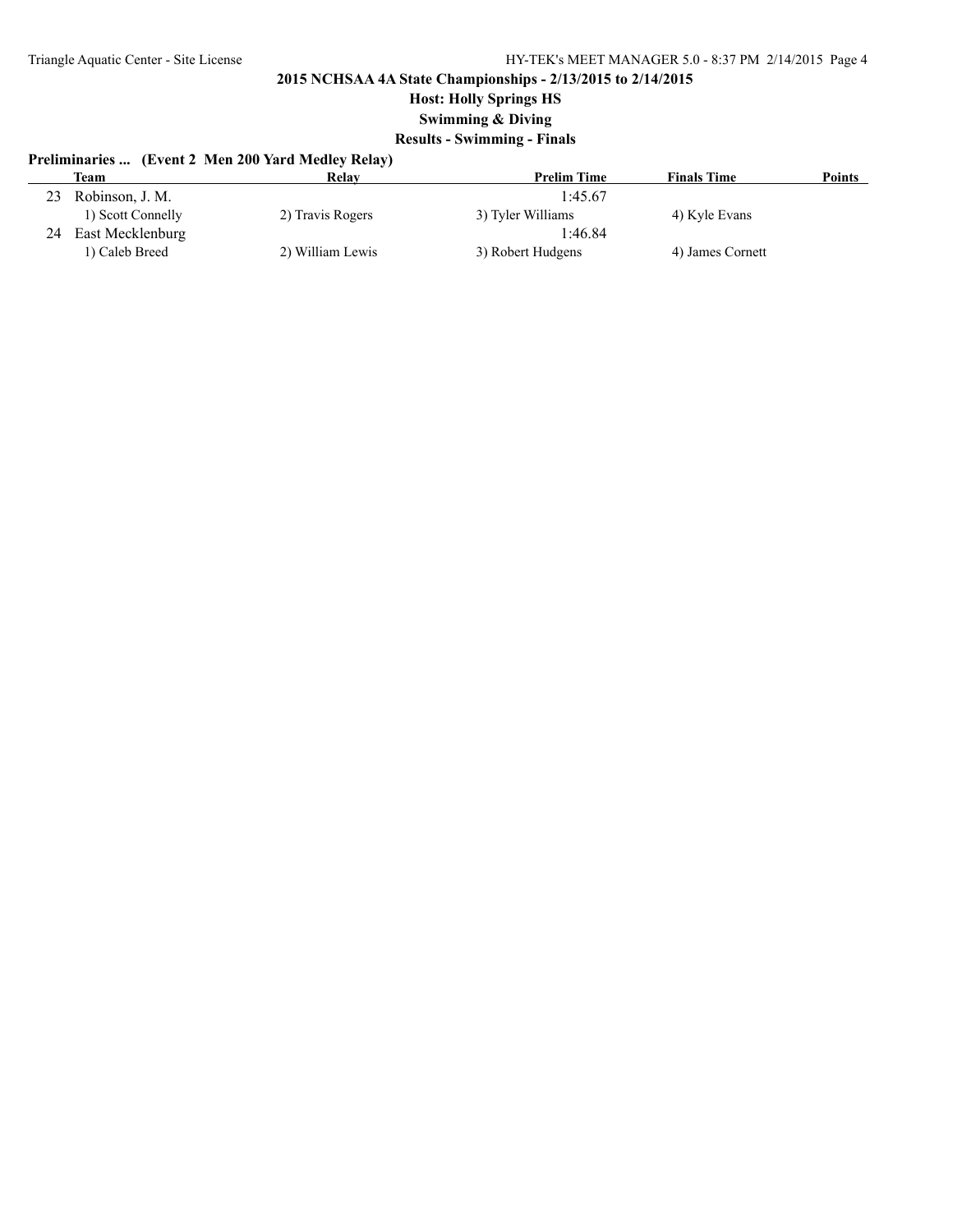**2015 NCHSAA 4A State Championships - 2/13/2015 to 2/14/2015**

**Host: Holly Springs HS**

**Swimming & Diving**

**Results - Swimming - Finals**

**Preliminaries ... (Event 2 Men 200 Yard Medley Relay)**

| | Team | Relay | Prelim Time | Finals Time | Points |
|---|---|---|---|---|---|
| 23 | Robinson, J. M. | | 1:45.67 | | |
| | 1) Scott Connelly | 2) Travis Rogers | 3) Tyler Williams | 4) Kyle Evans | |
| 24 | East Mecklenburg | | 1:46.84 | | |
| | 1) Caleb Breed | 2) William Lewis | 3) Robert Hudgens | 4) James Cornett | |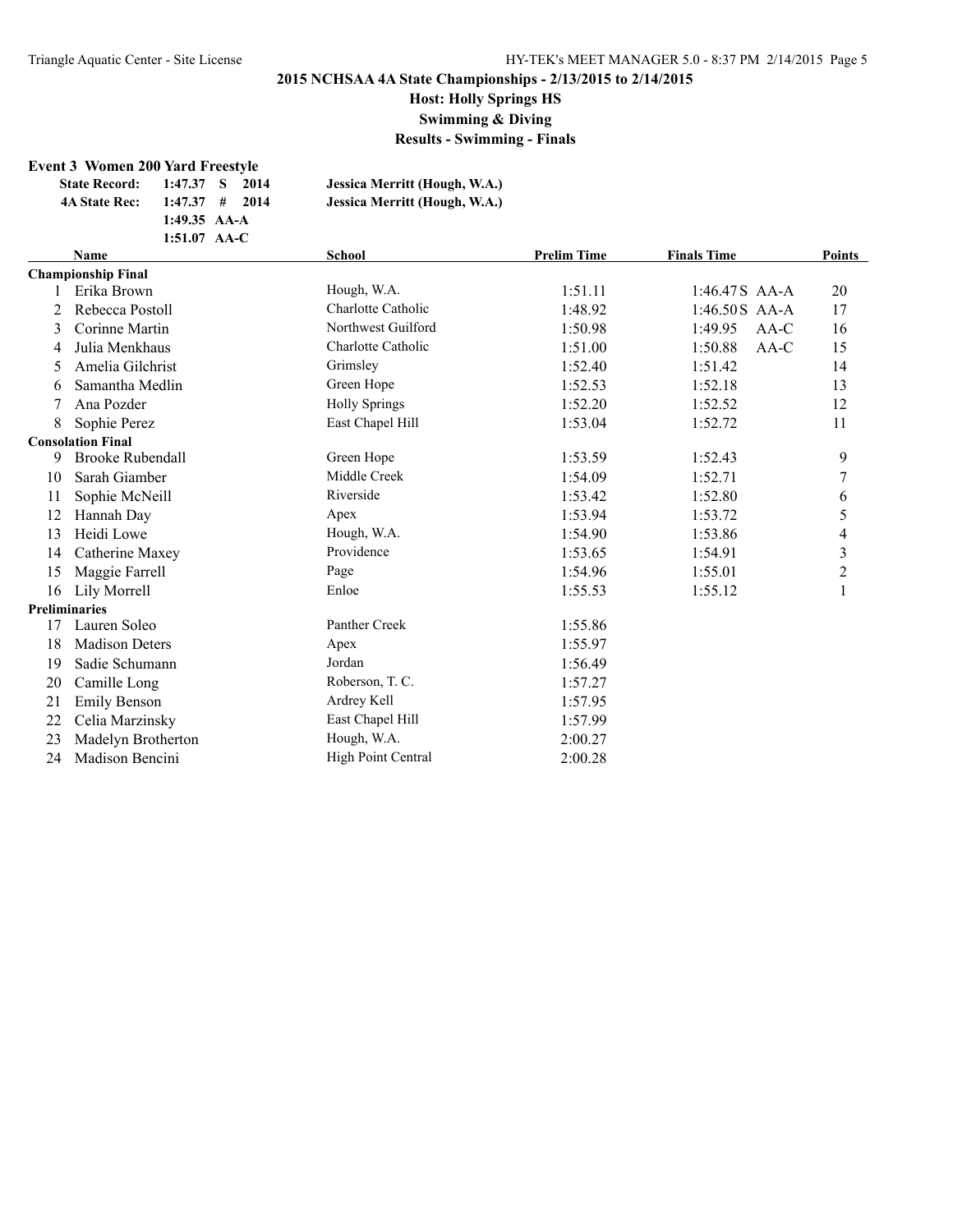**2015 NCHSAA 4A State Championships - 2/13/2015 to 2/14/2015**

**Host: Holly Springs HS**

**Swimming & Diving**

**Results - Swimming - Finals**

## Event 3 Women 200 Yard Freestyle

| | | | | |
|---|---|---|---|---|
| **State Record:** | **1:47.37** | **S** | **2014** | **Jessica Merritt (Hough, W.A.)** |
| **4A State Rec:** | **1:47.37** | **#** | **2014** | **Jessica Merritt (Hough, W.A.)** |
| | **1:49.35** | **AA-A** | | |
| | **1:51.07** | **AA-C** | | |

| | Name | School | Prelim Time | Finals Time | | Points |
|---|---|---|---|---|---|---|
| **Championship Final** | | | | | | |
| 1 | Erika Brown | Hough, W.A. | 1:51.11 | 1:46.47S | AA-A | 20 |
| 2 | Rebecca Postoll | Charlotte Catholic | 1:48.92 | 1:46.50S | AA-A | 17 |
| 3 | Corinne Martin | Northwest Guilford | 1:50.98 | 1:49.95 | AA-C | 16 |
| 4 | Julia Menkhaus | Charlotte Catholic | 1:51.00 | 1:50.88 | AA-C | 15 |
| 5 | Amelia Gilchrist | Grimsley | 1:52.40 | 1:51.42 | | 14 |
| 6 | Samantha Medlin | Green Hope | 1:52.53 | 1:52.18 | | 13 |
| 7 | Ana Pozder | Holly Springs | 1:52.20 | 1:52.52 | | 12 |
| 8 | Sophie Perez | East Chapel Hill | 1:53.04 | 1:52.72 | | 11 |
| **Consolation Final** | | | | | | |
| 9 | Brooke Rubendall | Green Hope | 1:53.59 | 1:52.43 | | 9 |
| 10 | Sarah Giamber | Middle Creek | 1:54.09 | 1:52.71 | | 7 |
| 11 | Sophie McNeill | Riverside | 1:53.42 | 1:52.80 | | 6 |
| 12 | Hannah Day | Apex | 1:53.94 | 1:53.72 | | 5 |
| 13 | Heidi Lowe | Hough, W.A. | 1:54.90 | 1:53.86 | | 4 |
| 14 | Catherine Maxey | Providence | 1:53.65 | 1:54.91 | | 3 |
| 15 | Maggie Farrell | Page | 1:54.96 | 1:55.01 | | 2 |
| 16 | Lily Morrell | Enloe | 1:55.53 | 1:55.12 | | 1 |
| **Preliminaries** | | | | | | |
| 17 | Lauren Soleo | Panther Creek | 1:55.86 | | | |
| 18 | Madison Deters | Apex | 1:55.97 | | | |
| 19 | Sadie Schumann | Jordan | 1:56.49 | | | |
| 20 | Camille Long | Roberson, T. C. | 1:57.27 | | | |
| 21 | Emily Benson | Ardrey Kell | 1:57.95 | | | |
| 22 | Celia Marzinsky | East Chapel Hill | 1:57.99 | | | |
| 23 | Madelyn Brotherton | Hough, W.A. | 2:00.27 | | | |
| 24 | Madison Bencini | High Point Central | 2:00.28 | | | |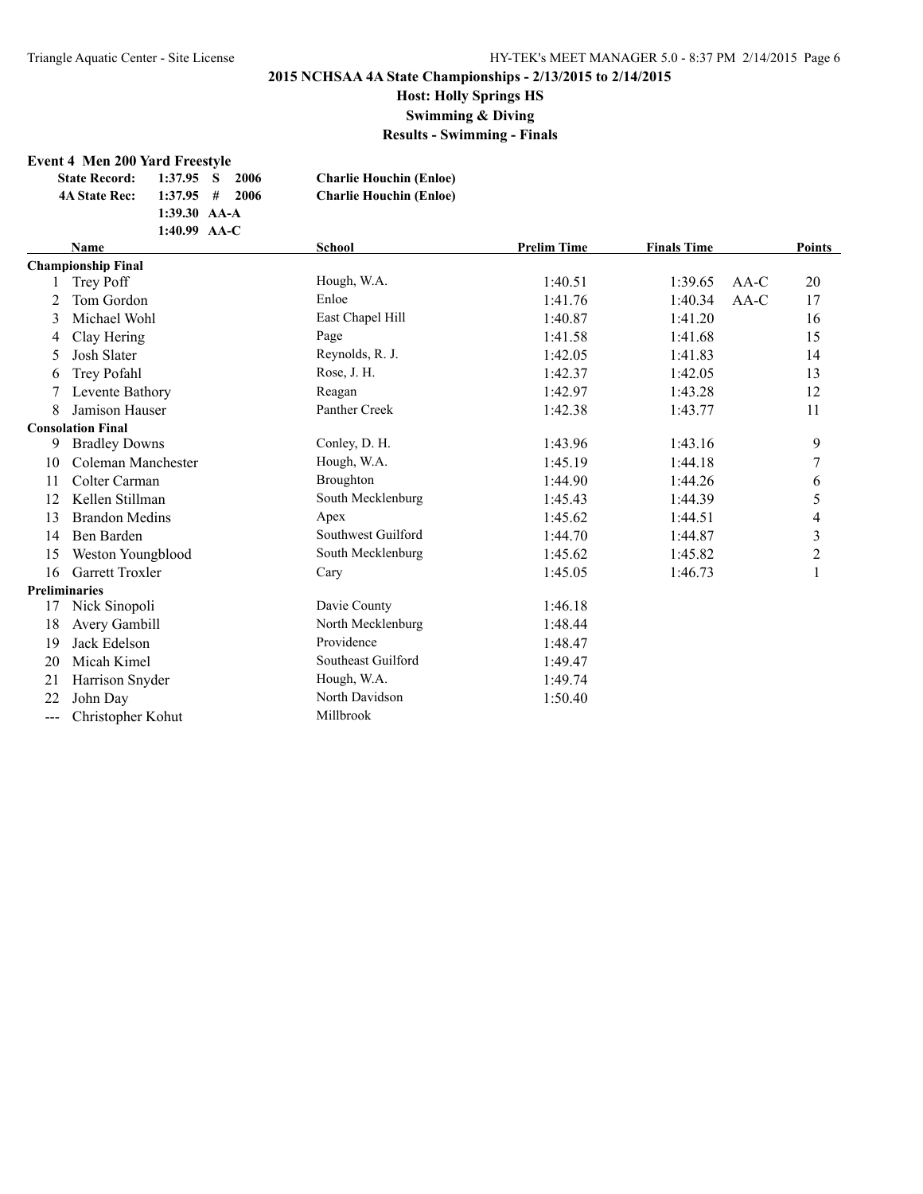# 2015 NCHSAA 4A State Championships - 2/13/2015 to 2/14/2015

## Host: Holly Springs HS

## Swimming & Diving

## Results - Swimming - Finals

### Event 4 Men 200 Yard Freestyle

| | | | | |
|---|---|---|---|---|
| State Record: | 1:37.95 | S | 2006 | Charlie Houchin (Enloe) |
| 4A State Rec: | 1:37.95 | # | 2006 | Charlie Houchin (Enloe) |
| | 1:39.30 | AA-A | | |
| | 1:40.99 | AA-C | | |

| | Name | School | Prelim Time | Finals Time | | Points |
|---|---|---|---|---|---|---|
| **Championship Final** | | | | | | |
| 1 | Trey Poff | Hough, W.A. | 1:40.51 | 1:39.65 | AA-C | 20 |
| 2 | Tom Gordon | Enloe | 1:41.76 | 1:40.34 | AA-C | 17 |
| 3 | Michael Wohl | East Chapel Hill | 1:40.87 | 1:41.20 | | 16 |
| 4 | Clay Hering | Page | 1:41.58 | 1:41.68 | | 15 |
| 5 | Josh Slater | Reynolds, R. J. | 1:42.05 | 1:41.83 | | 14 |
| 6 | Trey Pofahl | Rose, J. H. | 1:42.37 | 1:42.05 | | 13 |
| 7 | Levente Bathory | Reagan | 1:42.97 | 1:43.28 | | 12 |
| 8 | Jamison Hauser | Panther Creek | 1:42.38 | 1:43.77 | | 11 |
| **Consolation Final** | | | | | | |
| 9 | Bradley Downs | Conley, D. H. | 1:43.96 | 1:43.16 | | 9 |
| 10 | Coleman Manchester | Hough, W.A. | 1:45.19 | 1:44.18 | | 7 |
| 11 | Colter Carman | Broughton | 1:44.90 | 1:44.26 | | 6 |
| 12 | Kellen Stillman | South Mecklenburg | 1:45.43 | 1:44.39 | | 5 |
| 13 | Brandon Medins | Apex | 1:45.62 | 1:44.51 | | 4 |
| 14 | Ben Barden | Southwest Guilford | 1:44.70 | 1:44.87 | | 3 |
| 15 | Weston Youngblood | South Mecklenburg | 1:45.62 | 1:45.82 | | 2 |
| 16 | Garrett Troxler | Cary | 1:45.05 | 1:46.73 | | 1 |
| **Preliminaries** | | | | | | |
| 17 | Nick Sinopoli | Davie County | 1:46.18 | | | |
| 18 | Avery Gambill | North Mecklenburg | 1:48.44 | | | |
| 19 | Jack Edelson | Providence | 1:48.47 | | | |
| 20 | Micah Kimel | Southeast Guilford | 1:49.47 | | | |
| 21 | Harrison Snyder | Hough, W.A. | 1:49.74 | | | |
| 22 | John Day | North Davidson | 1:50.40 | | | |
| --- | Christopher Kohut | Millbrook | | | | |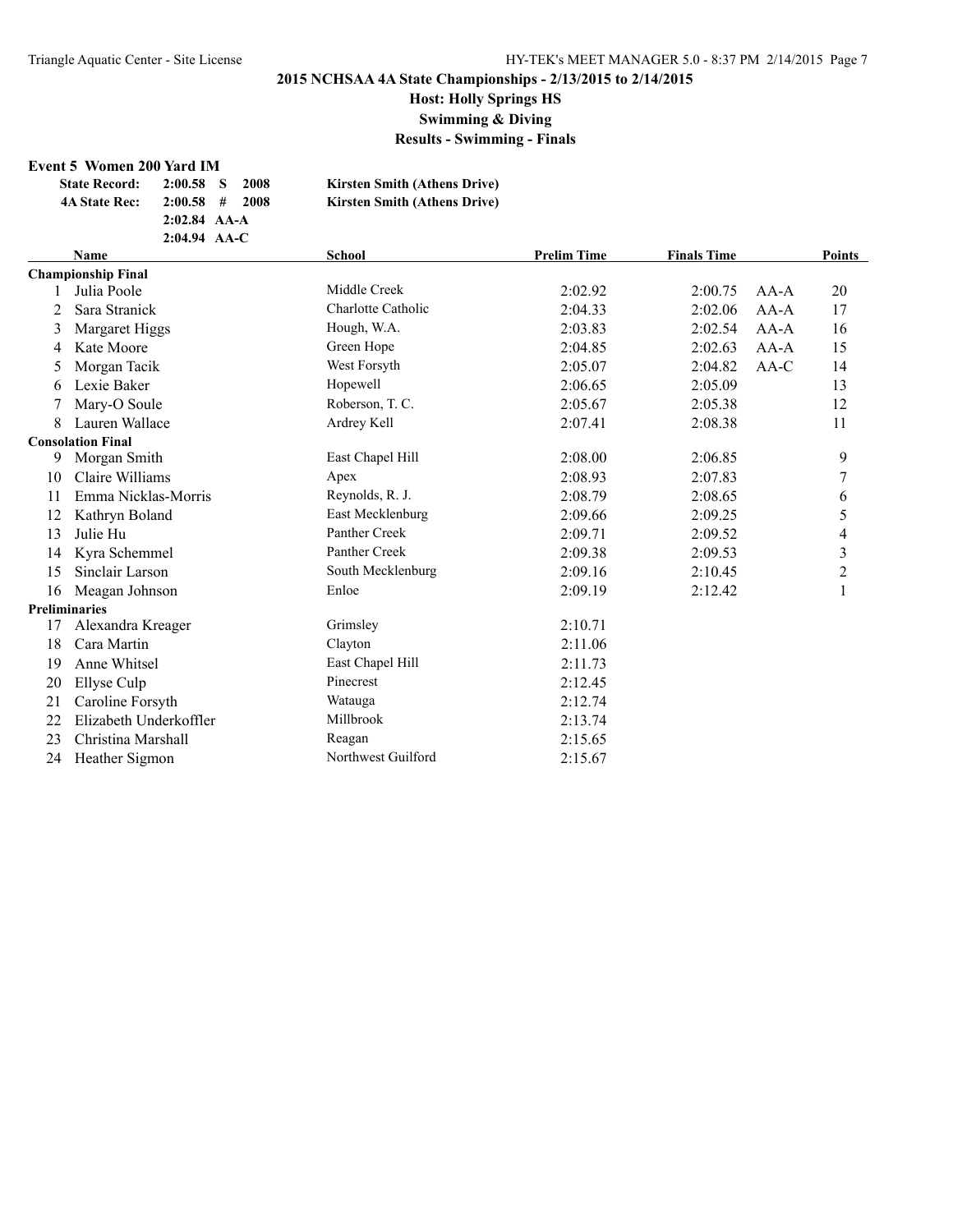## 2015 NCHSAA 4A State Championships - 2/13/2015 to 2/14/2015

**Host: Holly Springs HS**

**Swimming & Diving**

**Results - Swimming - Finals**

### Event 5 Women 200 Yard IM

| | | | | |
|---|---|---|---|---|
| **State Record:** | 2:00.58 | S | 2008 | **Kirsten Smith (Athens Drive)** |
| **4A State Rec:** | 2:00.58 | # | 2008 | **Kirsten Smith (Athens Drive)** |
| | 2:02.84 | AA-A | | |
| | 2:04.94 | AA-C | | |

| | Name | School | Prelim Time | Finals Time | | Points |
|---|---|---|---|---|---|---|
| **Championship Final** | | | | | | |
| 1 | Julia Poole | Middle Creek | 2:02.92 | 2:00.75 | AA-A | 20 |
| 2 | Sara Stranick | Charlotte Catholic | 2:04.33 | 2:02.06 | AA-A | 17 |
| 3 | Margaret Higgs | Hough, W.A. | 2:03.83 | 2:02.54 | AA-A | 16 |
| 4 | Kate Moore | Green Hope | 2:04.85 | 2:02.63 | AA-A | 15 |
| 5 | Morgan Tacik | West Forsyth | 2:05.07 | 2:04.82 | AA-C | 14 |
| 6 | Lexie Baker | Hopewell | 2:06.65 | 2:05.09 | | 13 |
| 7 | Mary-O Soule | Roberson, T. C. | 2:05.67 | 2:05.38 | | 12 |
| 8 | Lauren Wallace | Ardrey Kell | 2:07.41 | 2:08.38 | | 11 |
| **Consolation Final** | | | | | | |
| 9 | Morgan Smith | East Chapel Hill | 2:08.00 | 2:06.85 | | 9 |
| 10 | Claire Williams | Apex | 2:08.93 | 2:07.83 | | 7 |
| 11 | Emma Nicklas-Morris | Reynolds, R. J. | 2:08.79 | 2:08.65 | | 6 |
| 12 | Kathryn Boland | East Mecklenburg | 2:09.66 | 2:09.25 | | 5 |
| 13 | Julie Hu | Panther Creek | 2:09.71 | 2:09.52 | | 4 |
| 14 | Kyra Schemmel | Panther Creek | 2:09.38 | 2:09.53 | | 3 |
| 15 | Sinclair Larson | South Mecklenburg | 2:09.16 | 2:10.45 | | 2 |
| 16 | Meagan Johnson | Enloe | 2:09.19 | 2:12.42 | | 1 |
| **Preliminaries** | | | | | | |
| 17 | Alexandra Kreager | Grimsley | 2:10.71 | | | |
| 18 | Cara Martin | Clayton | 2:11.06 | | | |
| 19 | Anne Whitsel | East Chapel Hill | 2:11.73 | | | |
| 20 | Ellyse Culp | Pinecrest | 2:12.45 | | | |
| 21 | Caroline Forsyth | Watauga | 2:12.74 | | | |
| 22 | Elizabeth Underkoffler | Millbrook | 2:13.74 | | | |
| 23 | Christina Marshall | Reagan | 2:15.65 | | | |
| 24 | Heather Sigmon | Northwest Guilford | 2:15.67 | | | |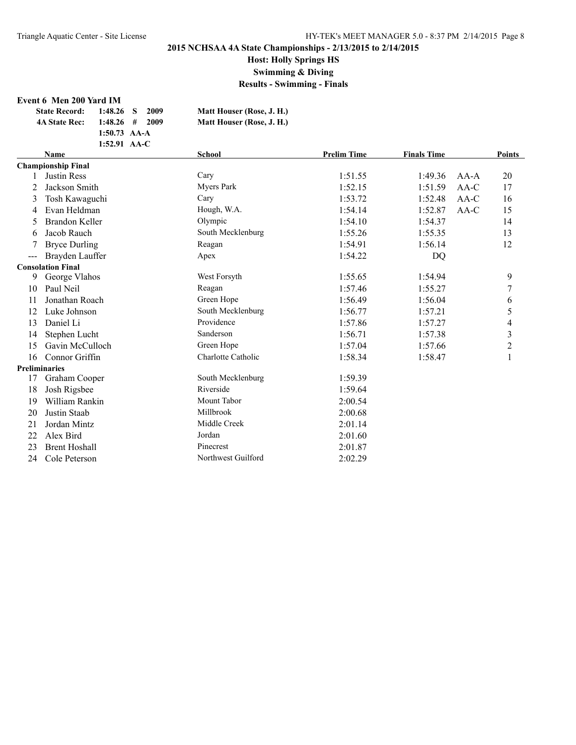**2015 NCHSAA 4A State Championships - 2/13/2015 to 2/14/2015**
**Host: Holly Springs HS**
**Swimming & Diving**
**Results - Swimming - Finals**

**Event 6 Men 200 Yard IM**

| | | | | |
|---|---|---|---|---|
| **State Record:** | 1:48.26 | S | 2009 | Matt Houser (Rose, J. H.) |
| **4A State Rec:** | 1:48.26 | # | 2009 | Matt Houser (Rose, J. H.) |
| | 1:50.73 | AA-A | | |
| | 1:52.91 | AA-C | | |

| | Name | School | Prelim Time | Finals Time | | Points |
|---|---|---|---|---|---|---|
| **Championship Final** | | | | | | |
| 1 | Justin Ress | Cary | 1:51.55 | 1:49.36 | AA-A | 20 |
| 2 | Jackson Smith | Myers Park | 1:52.15 | 1:51.59 | AA-C | 17 |
| 3 | Tosh Kawaguchi | Cary | 1:53.72 | 1:52.48 | AA-C | 16 |
| 4 | Evan Heldman | Hough, W.A. | 1:54.14 | 1:52.87 | AA-C | 15 |
| 5 | Brandon Keller | Olympic | 1:54.10 | 1:54.37 | | 14 |
| 6 | Jacob Rauch | South Mecklenburg | 1:55.26 | 1:55.35 | | 13 |
| 7 | Bryce Durling | Reagan | 1:54.91 | 1:56.14 | | 12 |
| --- | Brayden Lauffer | Apex | 1:54.22 | DQ | | |
| **Consolation Final** | | | | | | |
| 9 | George Vlahos | West Forsyth | 1:55.65 | 1:54.94 | | 9 |
| 10 | Paul Neil | Reagan | 1:57.46 | 1:55.27 | | 7 |
| 11 | Jonathan Roach | Green Hope | 1:56.49 | 1:56.04 | | 6 |
| 12 | Luke Johnson | South Mecklenburg | 1:56.77 | 1:57.21 | | 5 |
| 13 | Daniel Li | Providence | 1:57.86 | 1:57.27 | | 4 |
| 14 | Stephen Lucht | Sanderson | 1:56.71 | 1:57.38 | | 3 |
| 15 | Gavin McCulloch | Green Hope | 1:57.04 | 1:57.66 | | 2 |
| 16 | Connor Griffin | Charlotte Catholic | 1:58.34 | 1:58.47 | | 1 |
| **Preliminaries** | | | | | | |
| 17 | Graham Cooper | South Mecklenburg | 1:59.39 | | | |
| 18 | Josh Rigsbee | Riverside | 1:59.64 | | | |
| 19 | William Rankin | Mount Tabor | 2:00.54 | | | |
| 20 | Justin Staab | Millbrook | 2:00.68 | | | |
| 21 | Jordan Mintz | Middle Creek | 2:01.14 | | | |
| 22 | Alex Bird | Jordan | 2:01.60 | | | |
| 23 | Brent Hoshall | Pinecrest | 2:01.87 | | | |
| 24 | Cole Peterson | Northwest Guilford | 2:02.29 | | | |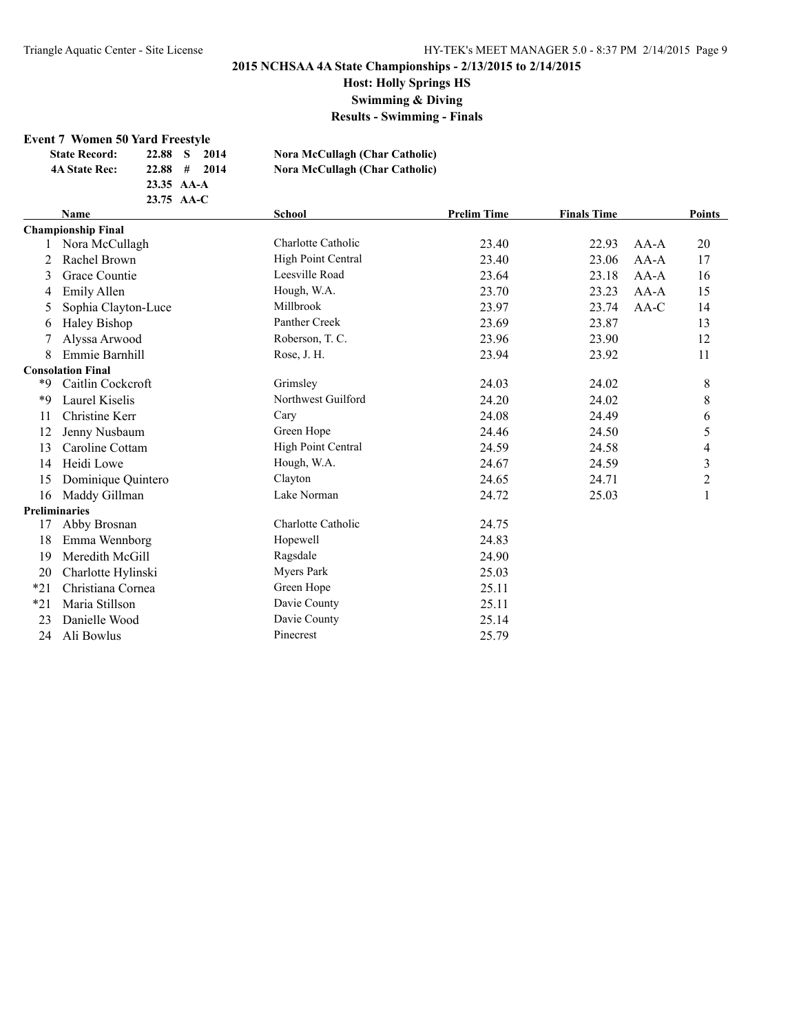# 2015 NCHSAA 4A State Championships - 2/13/2015 to 2/14/2015

## Host: Holly Springs HS

## Swimming & Diving

## Results - Swimming - Finals

### Event 7 Women 50 Yard Freestyle

| | | | |
|---|---|---|---|
| **State Record:** | **22.88 S 2014** | **Nora McCullagh (Char Catholic)** | |
| **4A State Rec:** | **22.88 # 2014** | **Nora McCullagh (Char Catholic)** | |
| | **23.35 AA-A** | | |
| | **23.75 AA-C** | | |

| | Name | School | Prelim Time | Finals Time | | Points |
|---|---|---|---|---|---|---|
| **Championship Final** | | | | | | |
| 1 | Nora McCullagh | Charlotte Catholic | 23.40 | 22.93 | AA-A | 20 |
| 2 | Rachel Brown | High Point Central | 23.40 | 23.06 | AA-A | 17 |
| 3 | Grace Countie | Leesville Road | 23.64 | 23.18 | AA-A | 16 |
| 4 | Emily Allen | Hough, W.A. | 23.70 | 23.23 | AA-A | 15 |
| 5 | Sophia Clayton-Luce | Millbrook | 23.97 | 23.74 | AA-C | 14 |
| 6 | Haley Bishop | Panther Creek | 23.69 | 23.87 | | 13 |
| 7 | Alyssa Arwood | Roberson, T. C. | 23.96 | 23.90 | | 12 |
| 8 | Emmie Barnhill | Rose, J. H. | 23.94 | 23.92 | | 11 |
| **Consolation Final** | | | | | | |
| *9 | Caitlin Cockcroft | Grimsley | 24.03 | 24.02 | | 8 |
| *9 | Laurel Kiselis | Northwest Guilford | 24.20 | 24.02 | | 8 |
| 11 | Christine Kerr | Cary | 24.08 | 24.49 | | 6 |
| 12 | Jenny Nusbaum | Green Hope | 24.46 | 24.50 | | 5 |
| 13 | Caroline Cottam | High Point Central | 24.59 | 24.58 | | 4 |
| 14 | Heidi Lowe | Hough, W.A. | 24.67 | 24.59 | | 3 |
| 15 | Dominique Quintero | Clayton | 24.65 | 24.71 | | 2 |
| 16 | Maddy Gillman | Lake Norman | 24.72 | 25.03 | | 1 |
| **Preliminaries** | | | | | | |
| 17 | Abby Brosnan | Charlotte Catholic | 24.75 | | | |
| 18 | Emma Wennborg | Hopewell | 24.83 | | | |
| 19 | Meredith McGill | Ragsdale | 24.90 | | | |
| 20 | Charlotte Hylinski | Myers Park | 25.03 | | | |
| *21 | Christiana Cornea | Green Hope | 25.11 | | | |
| *21 | Maria Stillson | Davie County | 25.11 | | | |
| 23 | Danielle Wood | Davie County | 25.14 | | | |
| 24 | Ali Bowlus | Pinecrest | 25.79 | | | |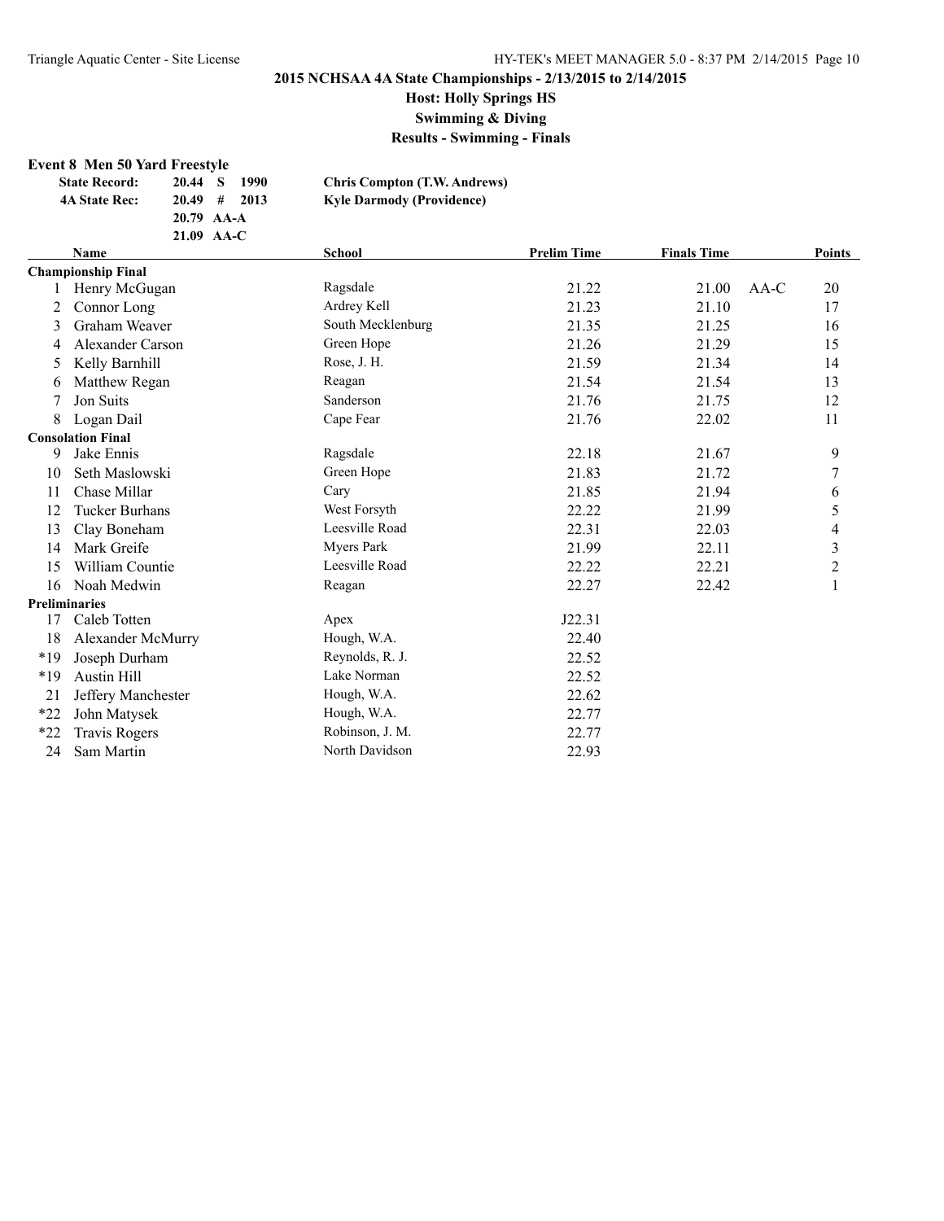# 2015 NCHSAA 4A State Championships - 2/13/2015 to 2/14/2015

## Host: Holly Springs HS

## Swimming & Diving

## Results - Swimming - Finals

### Event 8 Men 50 Yard Freestyle

| | | |
|---|---|---|
| **State Record:** | **20.44 S 1990** | **Chris Compton (T.W. Andrews)** |
| **4A State Rec:** | **20.49 # 2013** | **Kyle Darmody (Providence)** |
| | **20.79 AA-A** | |
| | **21.09 AA-C** | |

| | Name | School | Prelim Time | Finals Time | | Points |
|---|---|---|---|---|---|---|
| **Championship Final** | | | | | | |
| 1 | Henry McGugan | Ragsdale | 21.22 | 21.00 | AA-C | 20 |
| 2 | Connor Long | Ardrey Kell | 21.23 | 21.10 | | 17 |
| 3 | Graham Weaver | South Mecklenburg | 21.35 | 21.25 | | 16 |
| 4 | Alexander Carson | Green Hope | 21.26 | 21.29 | | 15 |
| 5 | Kelly Barnhill | Rose, J. H. | 21.59 | 21.34 | | 14 |
| 6 | Matthew Regan | Reagan | 21.54 | 21.54 | | 13 |
| 7 | Jon Suits | Sanderson | 21.76 | 21.75 | | 12 |
| 8 | Logan Dail | Cape Fear | 21.76 | 22.02 | | 11 |
| **Consolation Final** | | | | | | |
| 9 | Jake Ennis | Ragsdale | 22.18 | 21.67 | | 9 |
| 10 | Seth Maslowski | Green Hope | 21.83 | 21.72 | | 7 |
| 11 | Chase Millar | Cary | 21.85 | 21.94 | | 6 |
| 12 | Tucker Burhans | West Forsyth | 22.22 | 21.99 | | 5 |
| 13 | Clay Boneham | Leesville Road | 22.31 | 22.03 | | 4 |
| 14 | Mark Greife | Myers Park | 21.99 | 22.11 | | 3 |
| 15 | William Countie | Leesville Road | 22.22 | 22.21 | | 2 |
| 16 | Noah Medwin | Reagan | 22.27 | 22.42 | | 1 |
| **Preliminaries** | | | | | | |
| 17 | Caleb Totten | Apex | J22.31 | | | |
| 18 | Alexander McMurry | Hough, W.A. | 22.40 | | | |
| *19 | Joseph Durham | Reynolds, R. J. | 22.52 | | | |
| *19 | Austin Hill | Lake Norman | 22.52 | | | |
| 21 | Jeffery Manchester | Hough, W.A. | 22.62 | | | |
| *22 | John Matysek | Hough, W.A. | 22.77 | | | |
| *22 | Travis Rogers | Robinson, J. M. | 22.77 | | | |
| 24 | Sam Martin | North Davidson | 22.93 | | | |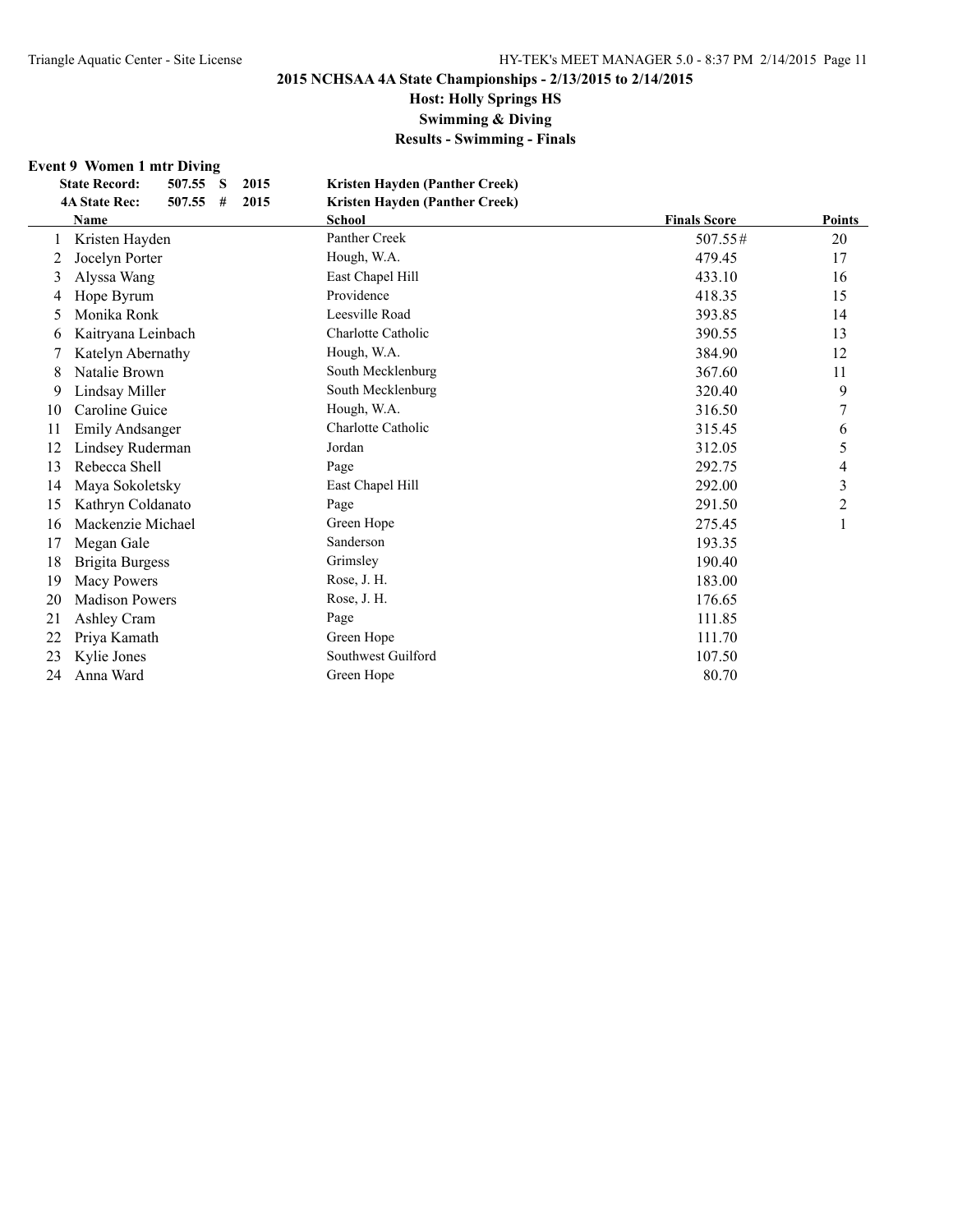**2015 NCHSAA 4A State Championships - 2/13/2015 to 2/14/2015**

**Host: Holly Springs HS**

**Swimming & Diving**

**Results - Swimming - Finals**

### Event 9 Women 1 mtr Diving

**State Record:** 507.55 S 2015 **Kristen Hayden (Panther Creek)**

**4A State Rec:** 507.55 # 2015 **Kristen Hayden (Panther Creek)**

| | Name | School | Finals Score | Points |
|---|---|---|---|---|
| 1 | Kristen Hayden | Panther Creek | 507.55# | 20 |
| 2 | Jocelyn Porter | Hough, W.A. | 479.45 | 17 |
| 3 | Alyssa Wang | East Chapel Hill | 433.10 | 16 |
| 4 | Hope Byrum | Providence | 418.35 | 15 |
| 5 | Monika Ronk | Leesville Road | 393.85 | 14 |
| 6 | Kaitryana Leinbach | Charlotte Catholic | 390.55 | 13 |
| 7 | Katelyn Abernathy | Hough, W.A. | 384.90 | 12 |
| 8 | Natalie Brown | South Mecklenburg | 367.60 | 11 |
| 9 | Lindsay Miller | South Mecklenburg | 320.40 | 9 |
| 10 | Caroline Guice | Hough, W.A. | 316.50 | 7 |
| 11 | Emily Andsanger | Charlotte Catholic | 315.45 | 6 |
| 12 | Lindsey Ruderman | Jordan | 312.05 | 5 |
| 13 | Rebecca Shell | Page | 292.75 | 4 |
| 14 | Maya Sokoletsky | East Chapel Hill | 292.00 | 3 |
| 15 | Kathryn Coldanato | Page | 291.50 | 2 |
| 16 | Mackenzie Michael | Green Hope | 275.45 | 1 |
| 17 | Megan Gale | Sanderson | 193.35 | |
| 18 | Brigita Burgess | Grimsley | 190.40 | |
| 19 | Macy Powers | Rose, J. H. | 183.00 | |
| 20 | Madison Powers | Rose, J. H. | 176.65 | |
| 21 | Ashley Cram | Page | 111.85 | |
| 22 | Priya Kamath | Green Hope | 111.70 | |
| 23 | Kylie Jones | Southwest Guilford | 107.50 | |
| 24 | Anna Ward | Green Hope | 80.70 | |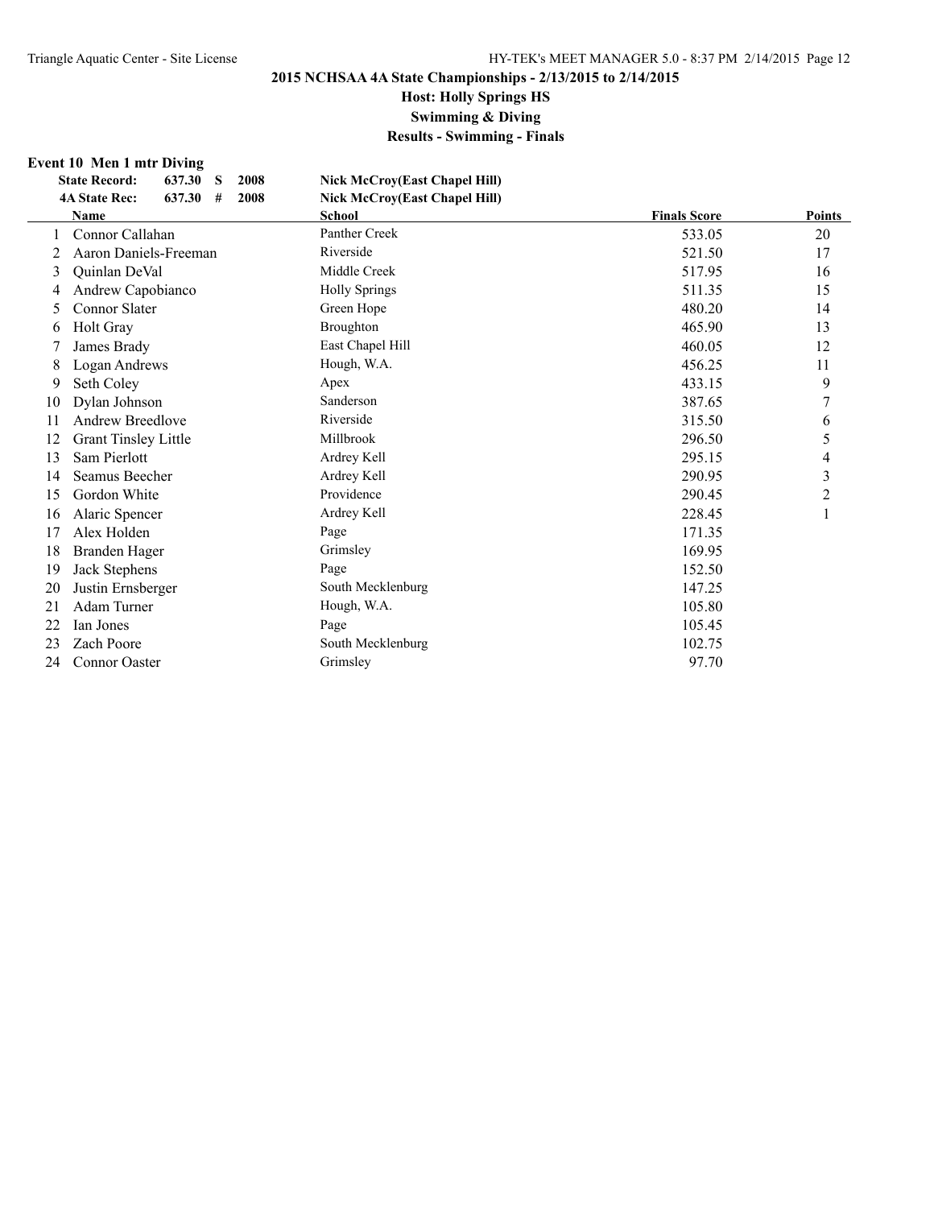## 2015 NCHSAA 4A State Championships - 2/13/2015 to 2/14/2015

**Host: Holly Springs HS**

**Swimming & Diving**

**Results - Swimming - Finals**

### Event 10 Men 1 mtr Diving

| | | | | |
|---|---|---|---|---|
| **State Record:** | 637.30 | S | 2008 | **Nick McCroy(East Chapel Hill)** |
| **4A State Rec:** | 637.30 | # | 2008 | **Nick McCroy(East Chapel Hill)** |

| | Name | School | Finals Score | Points |
|---|---|---|---|---|
| 1 | Connor Callahan | Panther Creek | 533.05 | 20 |
| 2 | Aaron Daniels-Freeman | Riverside | 521.50 | 17 |
| 3 | Quinlan DeVal | Middle Creek | 517.95 | 16 |
| 4 | Andrew Capobianco | Holly Springs | 511.35 | 15 |
| 5 | Connor Slater | Green Hope | 480.20 | 14 |
| 6 | Holt Gray | Broughton | 465.90 | 13 |
| 7 | James Brady | East Chapel Hill | 460.05 | 12 |
| 8 | Logan Andrews | Hough, W.A. | 456.25 | 11 |
| 9 | Seth Coley | Apex | 433.15 | 9 |
| 10 | Dylan Johnson | Sanderson | 387.65 | 7 |
| 11 | Andrew Breedlove | Riverside | 315.50 | 6 |
| 12 | Grant Tinsley Little | Millbrook | 296.50 | 5 |
| 13 | Sam Pierlott | Ardrey Kell | 295.15 | 4 |
| 14 | Seamus Beecher | Ardrey Kell | 290.95 | 3 |
| 15 | Gordon White | Providence | 290.45 | 2 |
| 16 | Alaric Spencer | Ardrey Kell | 228.45 | 1 |
| 17 | Alex Holden | Page | 171.35 | |
| 18 | Branden Hager | Grimsley | 169.95 | |
| 19 | Jack Stephens | Page | 152.50 | |
| 20 | Justin Ernsberger | South Mecklenburg | 147.25 | |
| 21 | Adam Turner | Hough, W.A. | 105.80 | |
| 22 | Ian Jones | Page | 105.45 | |
| 23 | Zach Poore | South Mecklenburg | 102.75 | |
| 24 | Connor Oaster | Grimsley | 97.70 | |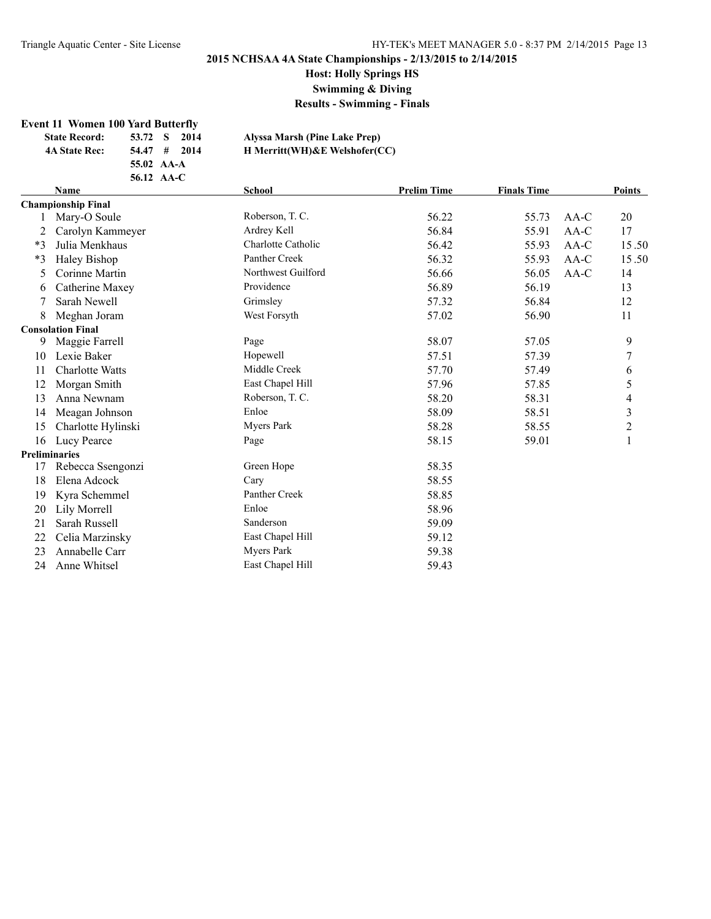**2015 NCHSAA 4A State Championships - 2/13/2015 to 2/14/2015**

**Host: Holly Springs HS**

**Swimming & Diving**

**Results - Swimming - Finals**

## Event 11 Women 100 Yard Butterfly

| | | | |
|---|---|---|---|
| **State Record:** | 53.72 S 2014 | **Alyssa Marsh (Pine Lake Prep)** |
| **4A State Rec:** | 54.47 # 2014 | **H Merritt(WH)&E Welshofer(CC)** |
| | 55.02 AA-A | |
| | 56.12 AA-C | |

| | Name | School | Prelim Time | Finals Time | | Points |
|---|---|---|---|---|---|---|
| **Championship Final** | | | | | | |
| 1 | Mary-O Soule | Roberson, T. C. | 56.22 | 55.73 | AA-C | 20 |
| 2 | Carolyn Kammeyer | Ardrey Kell | 56.84 | 55.91 | AA-C | 17 |
| *3 | Julia Menkhaus | Charlotte Catholic | 56.42 | 55.93 | AA-C | 15.50 |
| *3 | Haley Bishop | Panther Creek | 56.32 | 55.93 | AA-C | 15.50 |
| 5 | Corinne Martin | Northwest Guilford | 56.66 | 56.05 | AA-C | 14 |
| 6 | Catherine Maxey | Providence | 56.89 | 56.19 | | 13 |
| 7 | Sarah Newell | Grimsley | 57.32 | 56.84 | | 12 |
| 8 | Meghan Joram | West Forsyth | 57.02 | 56.90 | | 11 |
| **Consolation Final** | | | | | | |
| 9 | Maggie Farrell | Page | 58.07 | 57.05 | | 9 |
| 10 | Lexie Baker | Hopewell | 57.51 | 57.39 | | 7 |
| 11 | Charlotte Watts | Middle Creek | 57.70 | 57.49 | | 6 |
| 12 | Morgan Smith | East Chapel Hill | 57.96 | 57.85 | | 5 |
| 13 | Anna Newnam | Roberson, T. C. | 58.20 | 58.31 | | 4 |
| 14 | Meagan Johnson | Enloe | 58.09 | 58.51 | | 3 |
| 15 | Charlotte Hylinski | Myers Park | 58.28 | 58.55 | | 2 |
| 16 | Lucy Pearce | Page | 58.15 | 59.01 | | 1 |
| **Preliminaries** | | | | | | |
| 17 | Rebecca Ssengonzi | Green Hope | 58.35 | | | |
| 18 | Elena Adcock | Cary | 58.55 | | | |
| 19 | Kyra Schemmel | Panther Creek | 58.85 | | | |
| 20 | Lily Morrell | Enloe | 58.96 | | | |
| 21 | Sarah Russell | Sanderson | 59.09 | | | |
| 22 | Celia Marzinsky | East Chapel Hill | 59.12 | | | |
| 23 | Annabelle Carr | Myers Park | 59.38 | | | |
| 24 | Anne Whitsel | East Chapel Hill | 59.43 | | | |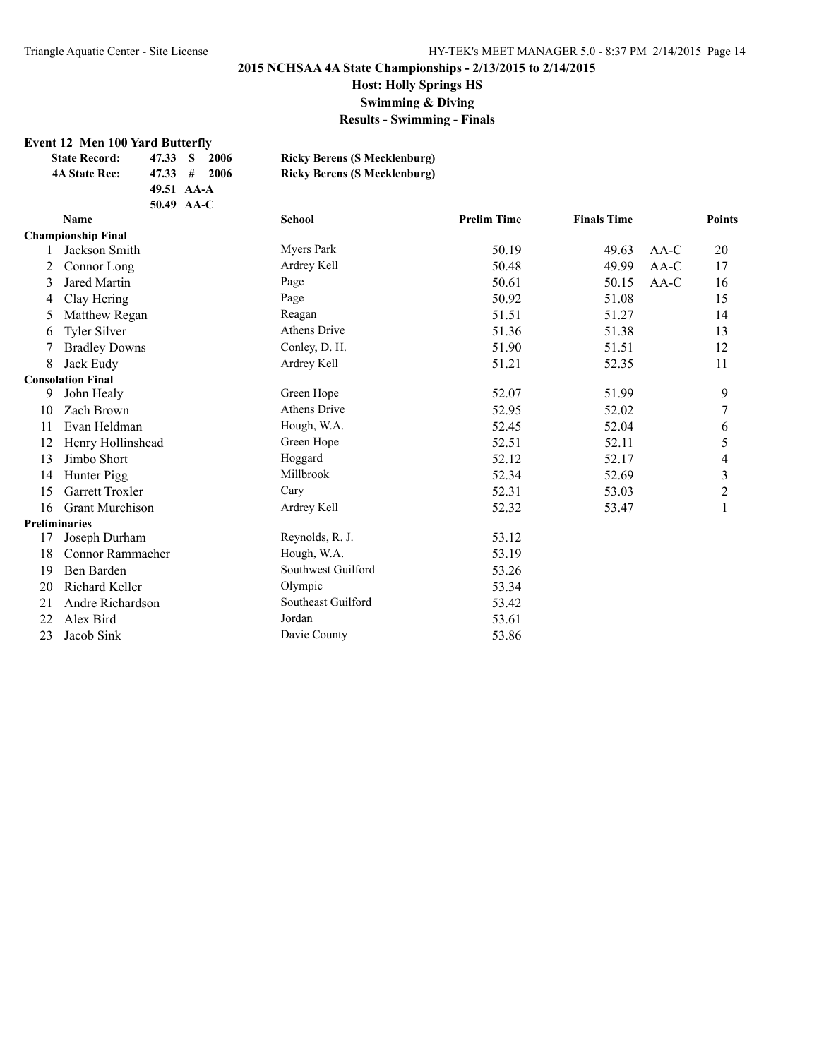## 2015 NCHSAA 4A State Championships - 2/13/2015 to 2/14/2015

**Host: Holly Springs HS**

**Swimming & Diving**

**Results - Swimming - Finals**

### Event 12 Men 100 Yard Butterfly

| | | | | |
|---|---|---|---|---|
| **State Record:** | 47.33 | S | 2006 | **Ricky Berens (S Mecklenburg)** |
| **4A State Rec:** | 47.33 | # | 2006 | **Ricky Berens (S Mecklenburg)** |
| | 49.51 | AA-A | | |
| | 50.49 | AA-C | | |

| | Name | School | Prelim Time | Finals Time | | Points |
|---|---|---|---|---|---|---|
| **Championship Final** | | | | | | |
| 1 | Jackson Smith | Myers Park | 50.19 | 49.63 | AA-C | 20 |
| 2 | Connor Long | Ardrey Kell | 50.48 | 49.99 | AA-C | 17 |
| 3 | Jared Martin | Page | 50.61 | 50.15 | AA-C | 16 |
| 4 | Clay Hering | Page | 50.92 | 51.08 | | 15 |
| 5 | Matthew Regan | Reagan | 51.51 | 51.27 | | 14 |
| 6 | Tyler Silver | Athens Drive | 51.36 | 51.38 | | 13 |
| 7 | Bradley Downs | Conley, D. H. | 51.90 | 51.51 | | 12 |
| 8 | Jack Eudy | Ardrey Kell | 51.21 | 52.35 | | 11 |
| **Consolation Final** | | | | | | |
| 9 | John Healy | Green Hope | 52.07 | 51.99 | | 9 |
| 10 | Zach Brown | Athens Drive | 52.95 | 52.02 | | 7 |
| 11 | Evan Heldman | Hough, W.A. | 52.45 | 52.04 | | 6 |
| 12 | Henry Hollinshead | Green Hope | 52.51 | 52.11 | | 5 |
| 13 | Jimbo Short | Hoggard | 52.12 | 52.17 | | 4 |
| 14 | Hunter Pigg | Millbrook | 52.34 | 52.69 | | 3 |
| 15 | Garrett Troxler | Cary | 52.31 | 53.03 | | 2 |
| 16 | Grant Murchison | Ardrey Kell | 52.32 | 53.47 | | 1 |
| **Preliminaries** | | | | | | |
| 17 | Joseph Durham | Reynolds, R. J. | 53.12 | | | |
| 18 | Connor Rammacher | Hough, W.A. | 53.19 | | | |
| 19 | Ben Barden | Southwest Guilford | 53.26 | | | |
| 20 | Richard Keller | Olympic | 53.34 | | | |
| 21 | Andre Richardson | Southeast Guilford | 53.42 | | | |
| 22 | Alex Bird | Jordan | 53.61 | | | |
| 23 | Jacob Sink | Davie County | 53.86 | | | |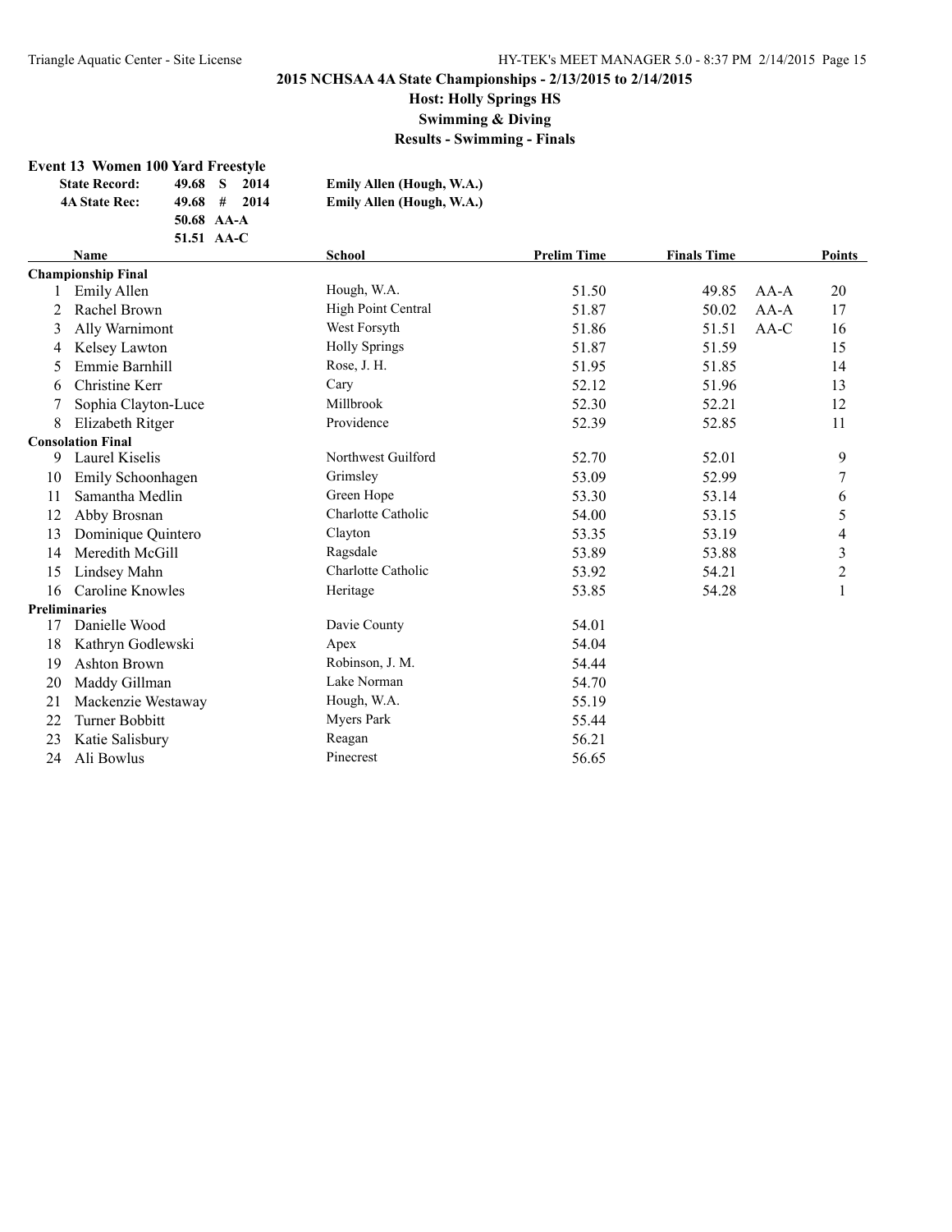**2015 NCHSAA 4A State Championships - 2/13/2015 to 2/14/2015**

**Host: Holly Springs HS**

**Swimming & Diving**

**Results - Swimming - Finals**

## Event 13 Women 100 Yard Freestyle

| | | | |
|---|---|---|---|
| **State Record:** | **49.68 S 2014** | **Emily Allen (Hough, W.A.)** |
| **4A State Rec:** | **49.68 # 2014** | **Emily Allen (Hough, W.A.)** |
| | **50.68 AA-A** | |
| | **51.51 AA-C** | |

| | Name | School | Prelim Time | Finals Time | | Points |
|---|---|---|---|---|---|---|
| **Championship Final** | | | | | | |
| 1 | Emily Allen | Hough, W.A. | 51.50 | 49.85 | AA-A | 20 |
| 2 | Rachel Brown | High Point Central | 51.87 | 50.02 | AA-A | 17 |
| 3 | Ally Warnimont | West Forsyth | 51.86 | 51.51 | AA-C | 16 |
| 4 | Kelsey Lawton | Holly Springs | 51.87 | 51.59 | | 15 |
| 5 | Emmie Barnhill | Rose, J. H. | 51.95 | 51.85 | | 14 |
| 6 | Christine Kerr | Cary | 52.12 | 51.96 | | 13 |
| 7 | Sophia Clayton-Luce | Millbrook | 52.30 | 52.21 | | 12 |
| 8 | Elizabeth Ritger | Providence | 52.39 | 52.85 | | 11 |
| **Consolation Final** | | | | | | |
| 9 | Laurel Kiselis | Northwest Guilford | 52.70 | 52.01 | | 9 |
| 10 | Emily Schoonhagen | Grimsley | 53.09 | 52.99 | | 7 |
| 11 | Samantha Medlin | Green Hope | 53.30 | 53.14 | | 6 |
| 12 | Abby Brosnan | Charlotte Catholic | 54.00 | 53.15 | | 5 |
| 13 | Dominique Quintero | Clayton | 53.35 | 53.19 | | 4 |
| 14 | Meredith McGill | Ragsdale | 53.89 | 53.88 | | 3 |
| 15 | Lindsey Mahn | Charlotte Catholic | 53.92 | 54.21 | | 2 |
| 16 | Caroline Knowles | Heritage | 53.85 | 54.28 | | 1 |
| **Preliminaries** | | | | | | |
| 17 | Danielle Wood | Davie County | 54.01 | | | |
| 18 | Kathryn Godlewski | Apex | 54.04 | | | |
| 19 | Ashton Brown | Robinson, J. M. | 54.44 | | | |
| 20 | Maddy Gillman | Lake Norman | 54.70 | | | |
| 21 | Mackenzie Westaway | Hough, W.A. | 55.19 | | | |
| 22 | Turner Bobbitt | Myers Park | 55.44 | | | |
| 23 | Katie Salisbury | Reagan | 56.21 | | | |
| 24 | Ali Bowlus | Pinecrest | 56.65 | | | |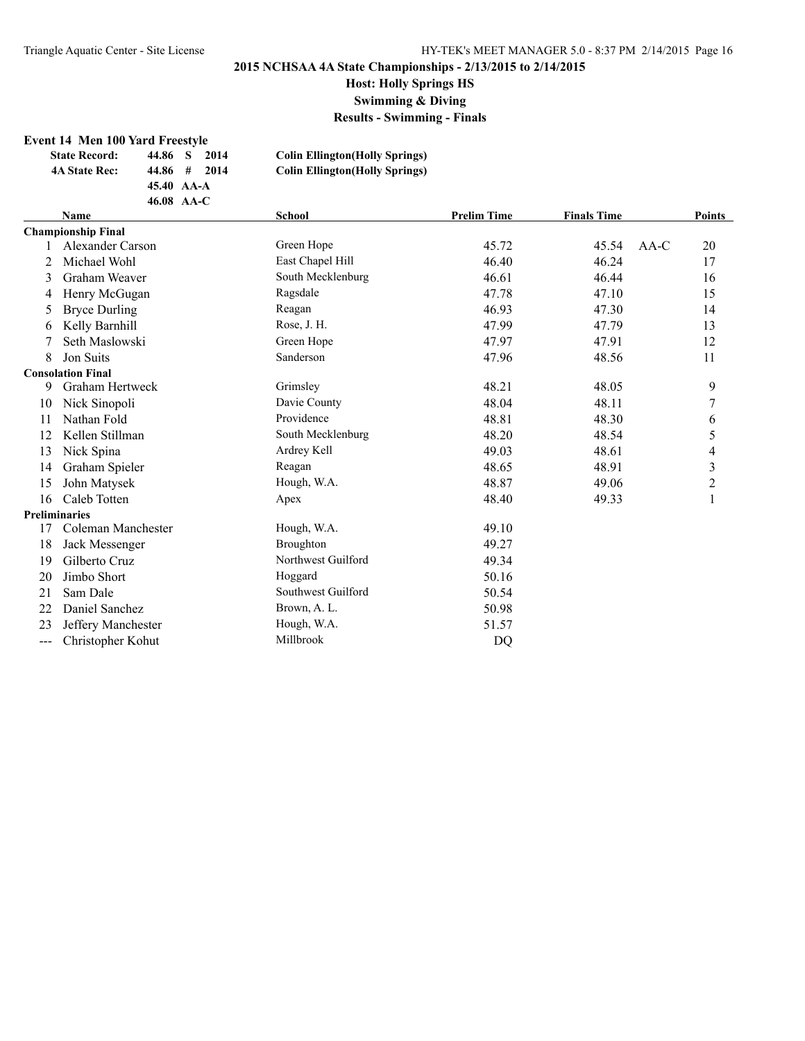**2015 NCHSAA 4A State Championships - 2/13/2015 to 2/14/2015**

**Host: Holly Springs HS**

**Swimming & Diving**

**Results - Swimming - Finals**

### Event 14 Men 100 Yard Freestyle

| | | | |
|---|---|---|---|
| **State Record:** | 44.86 S | 2014 | **Colin Ellington(Holly Springs)** |
| **4A State Rec:** | 44.86 # | 2014 | **Colin Ellington(Holly Springs)** |
| | 45.40 AA-A | | |
| | 46.08 AA-C | | |

| | Name | School | Prelim Time | Finals Time | | Points |
|---|---|---|---|---|---|---|
| **Championship Final** | | | | | | |
| 1 | Alexander Carson | Green Hope | 45.72 | 45.54 | AA-C | 20 |
| 2 | Michael Wohl | East Chapel Hill | 46.40 | 46.24 | | 17 |
| 3 | Graham Weaver | South Mecklenburg | 46.61 | 46.44 | | 16 |
| 4 | Henry McGugan | Ragsdale | 47.78 | 47.10 | | 15 |
| 5 | Bryce Durling | Reagan | 46.93 | 47.30 | | 14 |
| 6 | Kelly Barnhill | Rose, J. H. | 47.99 | 47.79 | | 13 |
| 7 | Seth Maslowski | Green Hope | 47.97 | 47.91 | | 12 |
| 8 | Jon Suits | Sanderson | 47.96 | 48.56 | | 11 |
| **Consolation Final** | | | | | | |
| 9 | Graham Hertweck | Grimsley | 48.21 | 48.05 | | 9 |
| 10 | Nick Sinopoli | Davie County | 48.04 | 48.11 | | 7 |
| 11 | Nathan Fold | Providence | 48.81 | 48.30 | | 6 |
| 12 | Kellen Stillman | South Mecklenburg | 48.20 | 48.54 | | 5 |
| 13 | Nick Spina | Ardrey Kell | 49.03 | 48.61 | | 4 |
| 14 | Graham Spieler | Reagan | 48.65 | 48.91 | | 3 |
| 15 | John Matysek | Hough, W.A. | 48.87 | 49.06 | | 2 |
| 16 | Caleb Totten | Apex | 48.40 | 49.33 | | 1 |
| **Preliminaries** | | | | | | |
| 17 | Coleman Manchester | Hough, W.A. | 49.10 | | | |
| 18 | Jack Messenger | Broughton | 49.27 | | | |
| 19 | Gilberto Cruz | Northwest Guilford | 49.34 | | | |
| 20 | Jimbo Short | Hoggard | 50.16 | | | |
| 21 | Sam Dale | Southwest Guilford | 50.54 | | | |
| 22 | Daniel Sanchez | Brown, A. L. | 50.98 | | | |
| 23 | Jeffery Manchester | Hough, W.A. | 51.57 | | | |
| --- | Christopher Kohut | Millbrook | DQ | | | |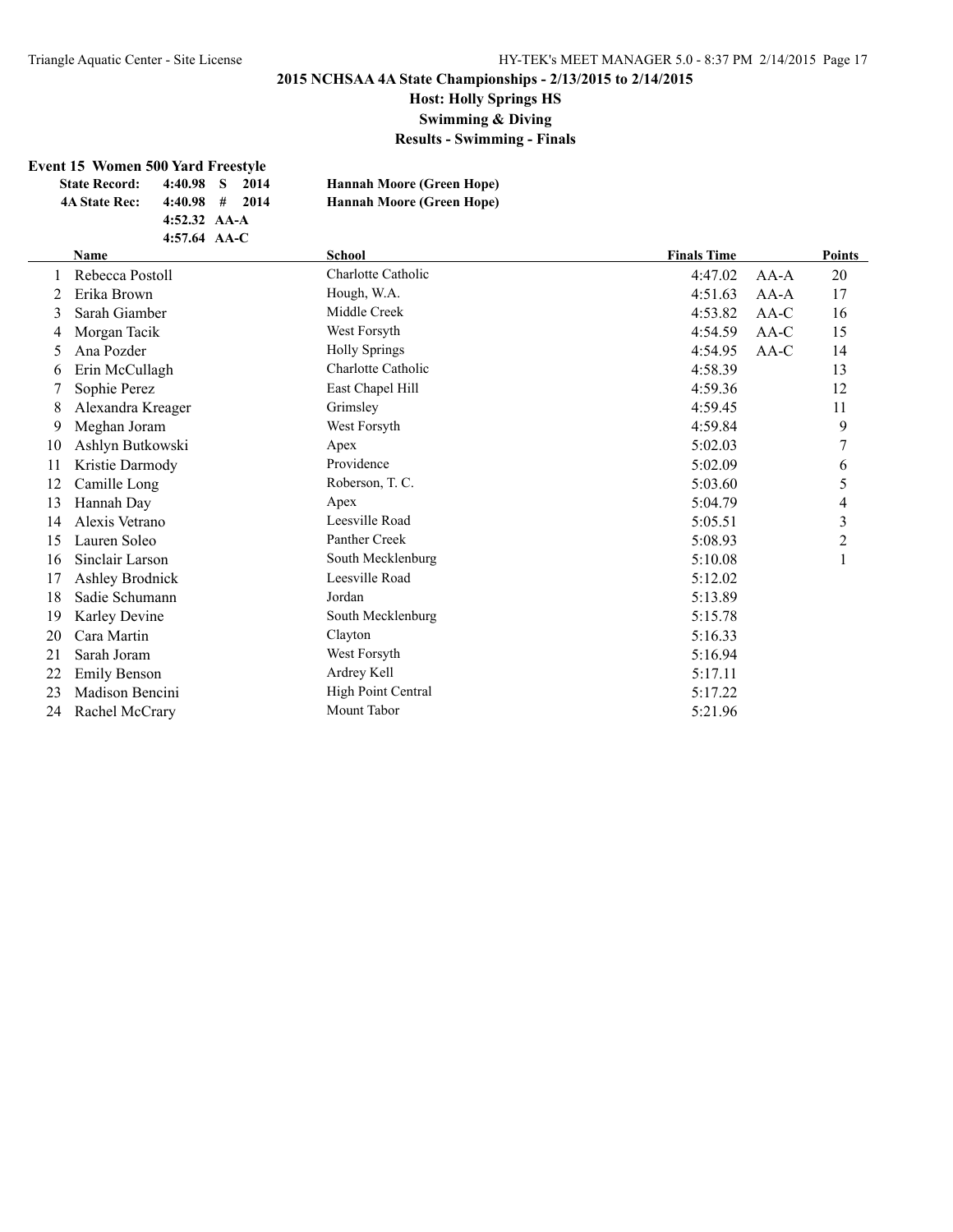# 2015 NCHSAA 4A State Championships - 2/13/2015 to 2/14/2015

## Host: Holly Springs HS

## Swimming & Diving

## Results - Swimming - Finals

### Event 15 Women 500 Yard Freestyle

| | | | | |
|---|---|---|---|---|
| **State Record:** | **4:40.98** | **S** | **2014** | **Hannah Moore (Green Hope)** |
| **4A State Rec:** | **4:40.98** | **#** | **2014** | **Hannah Moore (Green Hope)** |
| | **4:52.32** | **AA-A** | | |
| | **4:57.64** | **AA-C** | | |

| | Name | School | Finals Time | | Points |
|---|---|---|---|---|---|
| 1 | Rebecca Postoll | Charlotte Catholic | 4:47.02 | AA-A | 20 |
| 2 | Erika Brown | Hough, W.A. | 4:51.63 | AA-A | 17 |
| 3 | Sarah Giamber | Middle Creek | 4:53.82 | AA-C | 16 |
| 4 | Morgan Tacik | West Forsyth | 4:54.59 | AA-C | 15 |
| 5 | Ana Pozder | Holly Springs | 4:54.95 | AA-C | 14 |
| 6 | Erin McCullagh | Charlotte Catholic | 4:58.39 | | 13 |
| 7 | Sophie Perez | East Chapel Hill | 4:59.36 | | 12 |
| 8 | Alexandra Kreager | Grimsley | 4:59.45 | | 11 |
| 9 | Meghan Joram | West Forsyth | 4:59.84 | | 9 |
| 10 | Ashlyn Butkowski | Apex | 5:02.03 | | 7 |
| 11 | Kristie Darmody | Providence | 5:02.09 | | 6 |
| 12 | Camille Long | Roberson, T. C. | 5:03.60 | | 5 |
| 13 | Hannah Day | Apex | 5:04.79 | | 4 |
| 14 | Alexis Vetrano | Leesville Road | 5:05.51 | | 3 |
| 15 | Lauren Soleo | Panther Creek | 5:08.93 | | 2 |
| 16 | Sinclair Larson | South Mecklenburg | 5:10.08 | | 1 |
| 17 | Ashley Brodnick | Leesville Road | 5:12.02 | | |
| 18 | Sadie Schumann | Jordan | 5:13.89 | | |
| 19 | Karley Devine | South Mecklenburg | 5:15.78 | | |
| 20 | Cara Martin | Clayton | 5:16.33 | | |
| 21 | Sarah Joram | West Forsyth | 5:16.94 | | |
| 22 | Emily Benson | Ardrey Kell | 5:17.11 | | |
| 23 | Madison Bencini | High Point Central | 5:17.22 | | |
| 24 | Rachel McCrary | Mount Tabor | 5:21.96 | | |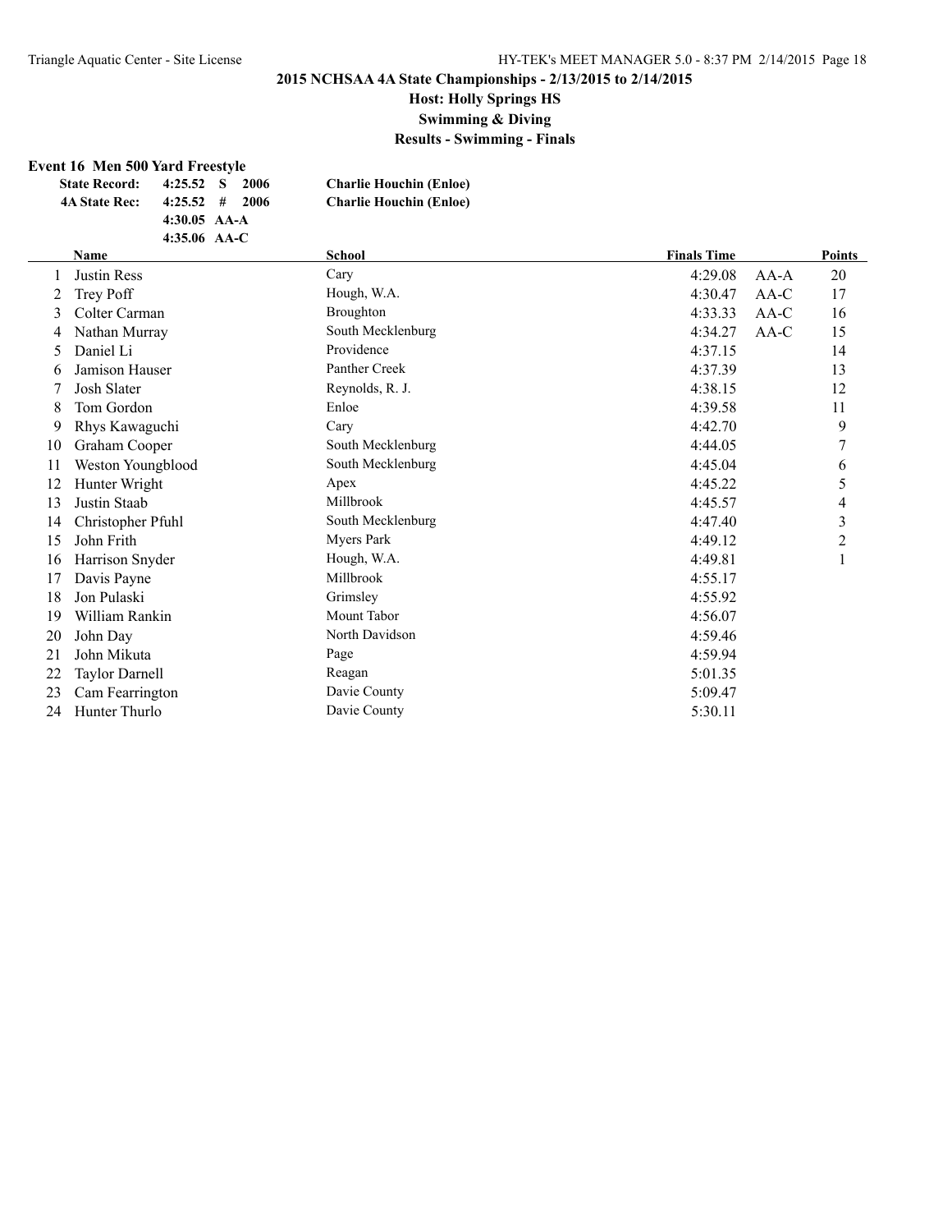## 2015 NCHSAA 4A State Championships - 2/13/2015 to 2/14/2015

### Host: Holly Springs HS

### Swimming & Diving

### Results - Swimming - Finals

**Event 16 Men 500 Yard Freestyle**

| | | | |
|---|---|---|---|
| **State Record:** | **4:25.52 S** | **2006** | **Charlie Houchin (Enloe)** |
| **4A State Rec:** | **4:25.52 #** | **2006** | **Charlie Houchin (Enloe)** |
| | **4:30.05 AA-A** | | |
| | **4:35.06 AA-C** | | |

| | Name | School | Finals Time | | Points |
|---|---|---|---|---|---|
| 1 | Justin Ress | Cary | 4:29.08 | AA-A | 20 |
| 2 | Trey Poff | Hough, W.A. | 4:30.47 | AA-C | 17 |
| 3 | Colter Carman | Broughton | 4:33.33 | AA-C | 16 |
| 4 | Nathan Murray | South Mecklenburg | 4:34.27 | AA-C | 15 |
| 5 | Daniel Li | Providence | 4:37.15 | | 14 |
| 6 | Jamison Hauser | Panther Creek | 4:37.39 | | 13 |
| 7 | Josh Slater | Reynolds, R. J. | 4:38.15 | | 12 |
| 8 | Tom Gordon | Enloe | 4:39.58 | | 11 |
| 9 | Rhys Kawaguchi | Cary | 4:42.70 | | 9 |
| 10 | Graham Cooper | South Mecklenburg | 4:44.05 | | 7 |
| 11 | Weston Youngblood | South Mecklenburg | 4:45.04 | | 6 |
| 12 | Hunter Wright | Apex | 4:45.22 | | 5 |
| 13 | Justin Staab | Millbrook | 4:45.57 | | 4 |
| 14 | Christopher Pfuhl | South Mecklenburg | 4:47.40 | | 3 |
| 15 | John Frith | Myers Park | 4:49.12 | | 2 |
| 16 | Harrison Snyder | Hough, W.A. | 4:49.81 | | 1 |
| 17 | Davis Payne | Millbrook | 4:55.17 | | |
| 18 | Jon Pulaski | Grimsley | 4:55.92 | | |
| 19 | William Rankin | Mount Tabor | 4:56.07 | | |
| 20 | John Day | North Davidson | 4:59.46 | | |
| 21 | John Mikuta | Page | 4:59.94 | | |
| 22 | Taylor Darnell | Reagan | 5:01.35 | | |
| 23 | Cam Fearrington | Davie County | 5:09.47 | | |
| 24 | Hunter Thurlo | Davie County | 5:30.11 | | |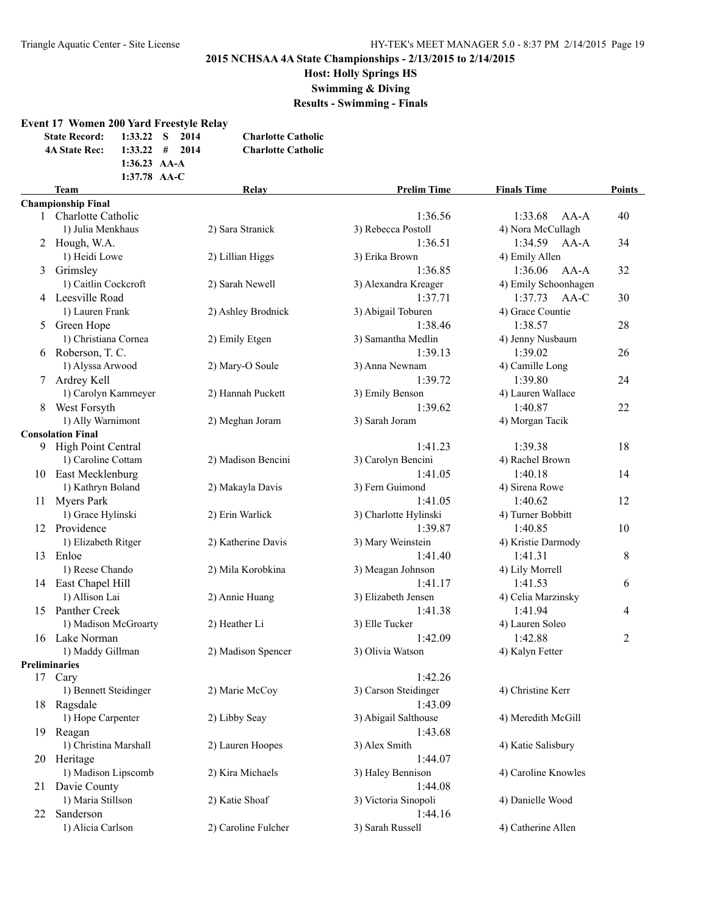**2015 NCHSAA 4A State Championships - 2/13/2015 to 2/14/2015**

**Host: Holly Springs HS**

**Swimming & Diving**

**Results - Swimming - Finals**

## Event 17 Women 200 Yard Freestyle Relay

| | | | | |
|---|---|---|---|---|
| **State Record:** | 1:33.22 | S | 2014 | **Charlotte Catholic** |
| **4A State Rec:** | 1:33.22 | # | 2014 | **Charlotte Catholic** |
| | 1:36.23 | AA-A | | |
| | 1:37.78 | AA-C | | |

| | Team | Relay | Prelim Time | Finals Time | Points |
|---|---|---|---|---|---|
| **Championship Final** | | | | | |
| 1 | Charlotte Catholic | | 1:36.56 | 1:33.68 AA-A | 40 |
| | 1) Julia Menkhaus | 2) Sara Stranick | 3) Rebecca Postoll | 4) Nora McCullagh | |
| 2 | Hough, W.A. | | 1:36.51 | 1:34.59 AA-A | 34 |
| | 1) Heidi Lowe | 2) Lillian Higgs | 3) Erika Brown | 4) Emily Allen | |
| 3 | Grimsley | | 1:36.85 | 1:36.06 AA-A | 32 |
| | 1) Caitlin Cockcroft | 2) Sarah Newell | 3) Alexandra Kreager | 4) Emily Schoonhagen | |
| 4 | Leesville Road | | 1:37.71 | 1:37.73 AA-C | 30 |
| | 1) Lauren Frank | 2) Ashley Brodnick | 3) Abigail Toburen | 4) Grace Countie | |
| 5 | Green Hope | | 1:38.46 | 1:38.57 | 28 |
| | 1) Christiana Cornea | 2) Emily Etgen | 3) Samantha Medlin | 4) Jenny Nusbaum | |
| 6 | Roberson, T. C. | | 1:39.13 | 1:39.02 | 26 |
| | 1) Alyssa Arwood | 2) Mary-O Soule | 3) Anna Newnam | 4) Camille Long | |
| 7 | Ardrey Kell | | 1:39.72 | 1:39.80 | 24 |
| | 1) Carolyn Kammeyer | 2) Hannah Puckett | 3) Emily Benson | 4) Lauren Wallace | |
| 8 | West Forsyth | | 1:39.62 | 1:40.87 | 22 |
| | 1) Ally Warnimont | 2) Meghan Joram | 3) Sarah Joram | 4) Morgan Tacik | |
| **Consolation Final** | | | | | |
| 9 | High Point Central | | 1:41.23 | 1:39.38 | 18 |
| | 1) Caroline Cottam | 2) Madison Bencini | 3) Carolyn Bencini | 4) Rachel Brown | |
| 10 | East Mecklenburg | | 1:41.05 | 1:40.18 | 14 |
| | 1) Kathryn Boland | 2) Makayla Davis | 3) Fern Guimond | 4) Sirena Rowe | |
| 11 | Myers Park | | 1:41.05 | 1:40.62 | 12 |
| | 1) Grace Hylinski | 2) Erin Warlick | 3) Charlotte Hylinski | 4) Turner Bobbitt | |
| 12 | Providence | | 1:39.87 | 1:40.85 | 10 |
| | 1) Elizabeth Ritger | 2) Katherine Davis | 3) Mary Weinstein | 4) Kristie Darmody | |
| 13 | Enloe | | 1:41.40 | 1:41.31 | 8 |
| | 1) Reese Chando | 2) Mila Korobkina | 3) Meagan Johnson | 4) Lily Morrell | |
| 14 | East Chapel Hill | | 1:41.17 | 1:41.53 | 6 |
| | 1) Allison Lai | 2) Annie Huang | 3) Elizabeth Jensen | 4) Celia Marzinsky | |
| 15 | Panther Creek | | 1:41.38 | 1:41.94 | 4 |
| | 1) Madison McGroarty | 2) Heather Li | 3) Elle Tucker | 4) Lauren Soleo | |
| 16 | Lake Norman | | 1:42.09 | 1:42.88 | 2 |
| | 1) Maddy Gillman | 2) Madison Spencer | 3) Olivia Watson | 4) Kalyn Fetter | |
| **Preliminaries** | | | | | |
| 17 | Cary | | 1:42.26 | | |
| | 1) Bennett Steidinger | 2) Marie McCoy | 3) Carson Steidinger | 4) Christine Kerr | |
| 18 | Ragsdale | | 1:43.09 | | |
| | 1) Hope Carpenter | 2) Libby Seay | 3) Abigail Salthouse | 4) Meredith McGill | |
| 19 | Reagan | | 1:43.68 | | |
| | 1) Christina Marshall | 2) Lauren Hoopes | 3) Alex Smith | 4) Katie Salisbury | |
| 20 | Heritage | | 1:44.07 | | |
| | 1) Madison Lipscomb | 2) Kira Michaels | 3) Haley Bennison | 4) Caroline Knowles | |
| 21 | Davie County | | 1:44.08 | | |
| | 1) Maria Stillson | 2) Katie Shoaf | 3) Victoria Sinopoli | 4) Danielle Wood | |
| 22 | Sanderson | | 1:44.16 | | |
| | 1) Alicia Carlson | 2) Caroline Fulcher | 3) Sarah Russell | 4) Catherine Allen | |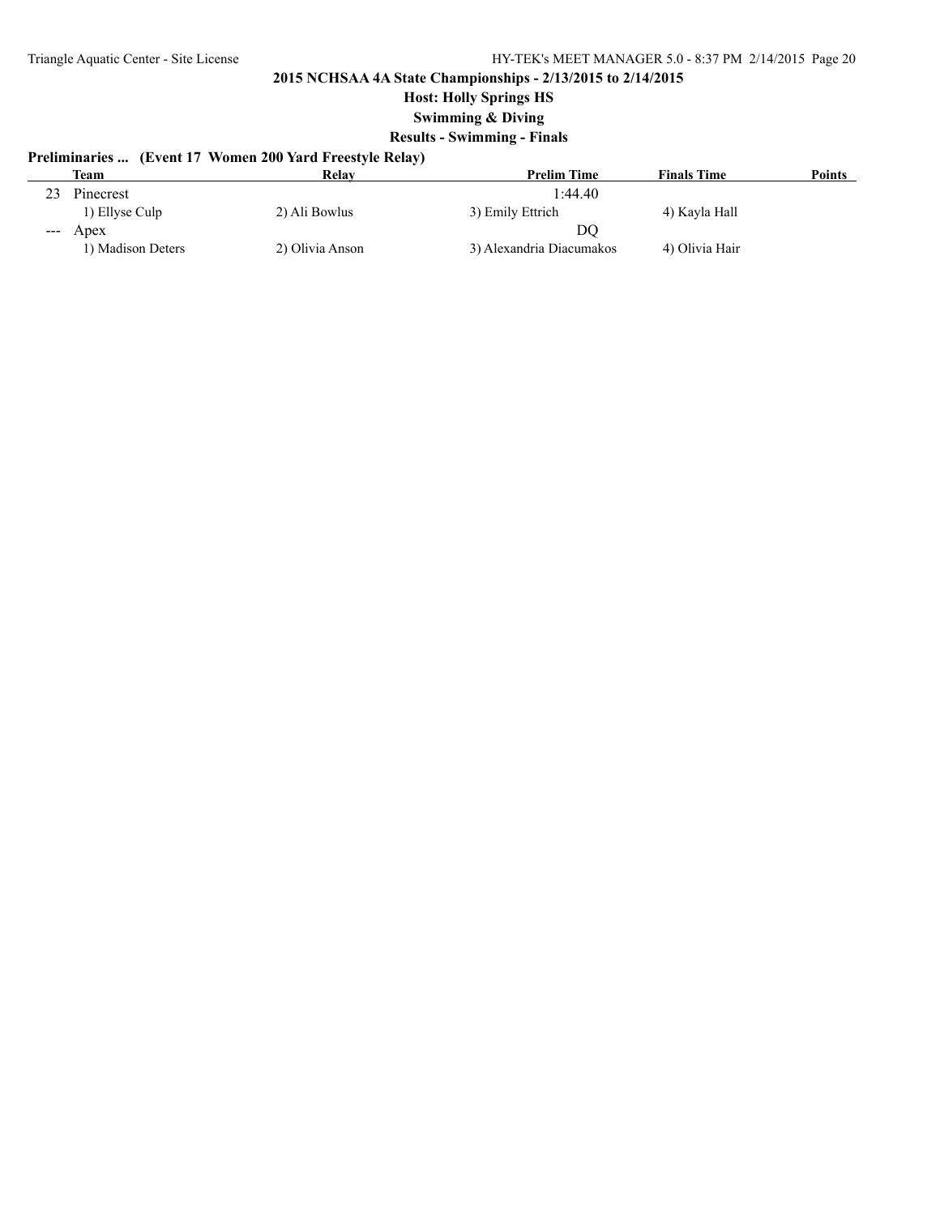**2015 NCHSAA 4A State Championships - 2/13/2015 to 2/14/2015**

**Host: Holly Springs HS**

**Swimming & Diving**

**Results - Swimming - Finals**

### Preliminaries ... (Event 17 Women 200 Yard Freestyle Relay)

| | Team | Relay | Prelim Time | Finals Time | Points |
|---|---|---|---|---|---|
| 23 | Pinecrest | | 1:44.40 | | |
| | 1) Ellyse Culp | 2) Ali Bowlus | 3) Emily Ettrich | 4) Kayla Hall | |
| --- | Apex | | DQ | | |
| | 1) Madison Deters | 2) Olivia Anson | 3) Alexandria Diacumakos | 4) Olivia Hair | |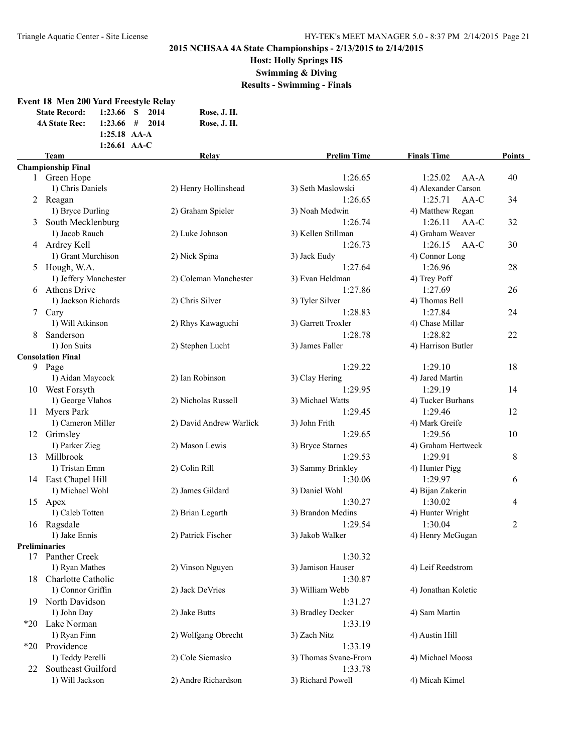**2015 NCHSAA 4A State Championships - 2/13/2015 to 2/14/2015**

**Host: Holly Springs HS**

**Swimming & Diving**

**Results - Swimming - Finals**

### Event 18 Men 200 Yard Freestyle Relay

| | | | | |
|---|---|---|---|---|
| **State Record:** | 1:23.66 | S | 2014 | Rose, J. H. |
| **4A State Rec:** | 1:23.66 | # | 2014 | Rose, J. H. |
| | 1:25.18 | AA-A | | |
| | 1:26.61 | AA-C | | |

| | Team | Relay | Prelim Time | Finals Time | Points |
|---|---|---|---|---|---|
| **Championship Final** | | | | | |
| 1 | Green Hope | | 1:26.65 | 1:25.02 AA-A | 40 |
| | 1) Chris Daniels | 2) Henry Hollinshead | 3) Seth Maslowski | 4) Alexander Carson | |
| 2 | Reagan | | 1:26.65 | 1:25.71 AA-C | 34 |
| | 1) Bryce Durling | 2) Graham Spieler | 3) Noah Medwin | 4) Matthew Regan | |
| 3 | South Mecklenburg | | 1:26.74 | 1:26.11 AA-C | 32 |
| | 1) Jacob Rauch | 2) Luke Johnson | 3) Kellen Stillman | 4) Graham Weaver | |
| 4 | Ardrey Kell | | 1:26.73 | 1:26.15 AA-C | 30 |
| | 1) Grant Murchison | 2) Nick Spina | 3) Jack Eudy | 4) Connor Long | |
| 5 | Hough, W.A. | | 1:27.64 | 1:26.96 | 28 |
| | 1) Jeffery Manchester | 2) Coleman Manchester | 3) Evan Heldman | 4) Trey Poff | |
| 6 | Athens Drive | | 1:27.86 | 1:27.69 | 26 |
| | 1) Jackson Richards | 2) Chris Silver | 3) Tyler Silver | 4) Thomas Bell | |
| 7 | Cary | | 1:28.83 | 1:27.84 | 24 |
| | 1) Will Atkinson | 2) Rhys Kawaguchi | 3) Garrett Troxler | 4) Chase Millar | |
| 8 | Sanderson | | 1:28.78 | 1:28.82 | 22 |
| | 1) Jon Suits | 2) Stephen Lucht | 3) James Faller | 4) Harrison Butler | |
| **Consolation Final** | | | | | |
| 9 | Page | | 1:29.22 | 1:29.10 | 18 |
| | 1) Aidan Maycock | 2) Ian Robinson | 3) Clay Hering | 4) Jared Martin | |
| 10 | West Forsyth | | 1:29.95 | 1:29.19 | 14 |
| | 1) George Vlahos | 2) Nicholas Russell | 3) Michael Watts | 4) Tucker Burhans | |
| 11 | Myers Park | | 1:29.45 | 1:29.46 | 12 |
| | 1) Cameron Miller | 2) David Andrew Warlick | 3) John Frith | 4) Mark Greife | |
| 12 | Grimsley | | 1:29.65 | 1:29.56 | 10 |
| | 1) Parker Zieg | 2) Mason Lewis | 3) Bryce Starnes | 4) Graham Hertweck | |
| 13 | Millbrook | | 1:29.53 | 1:29.91 | 8 |
| | 1) Tristan Emm | 2) Colin Rill | 3) Sammy Brinkley | 4) Hunter Pigg | |
| 14 | East Chapel Hill | | 1:30.06 | 1:29.97 | 6 |
| | 1) Michael Wohl | 2) James Gildard | 3) Daniel Wohl | 4) Bijan Zakerin | |
| 15 | Apex | | 1:30.27 | 1:30.02 | 4 |
| | 1) Caleb Totten | 2) Brian Legarth | 3) Brandon Medins | 4) Hunter Wright | |
| 16 | Ragsdale | | 1:29.54 | 1:30.04 | 2 |
| | 1) Jake Ennis | 2) Patrick Fischer | 3) Jakob Walker | 4) Henry McGugan | |
| **Preliminaries** | | | | | |
| 17 | Panther Creek | | 1:30.32 | | |
| | 1) Ryan Mathes | 2) Vinson Nguyen | 3) Jamison Hauser | 4) Leif Reedstrom | |
| 18 | Charlotte Catholic | | 1:30.87 | | |
| | 1) Connor Griffin | 2) Jack DeVries | 3) William Webb | 4) Jonathan Koletic | |
| 19 | North Davidson | | 1:31.27 | | |
| | 1) John Day | 2) Jake Butts | 3) Bradley Decker | 4) Sam Martin | |
| *20 | Lake Norman | | 1:33.19 | | |
| | 1) Ryan Finn | 2) Wolfgang Obrecht | 3) Zach Nitz | 4) Austin Hill | |
| *20 | Providence | | 1:33.19 | | |
| | 1) Teddy Perelli | 2) Cole Siemasko | 3) Thomas Svane-From | 4) Michael Moosa | |
| 22 | Southeast Guilford | | 1:33.78 | | |
| | 1) Will Jackson | 2) Andre Richardson | 3) Richard Powell | 4) Micah Kimel | |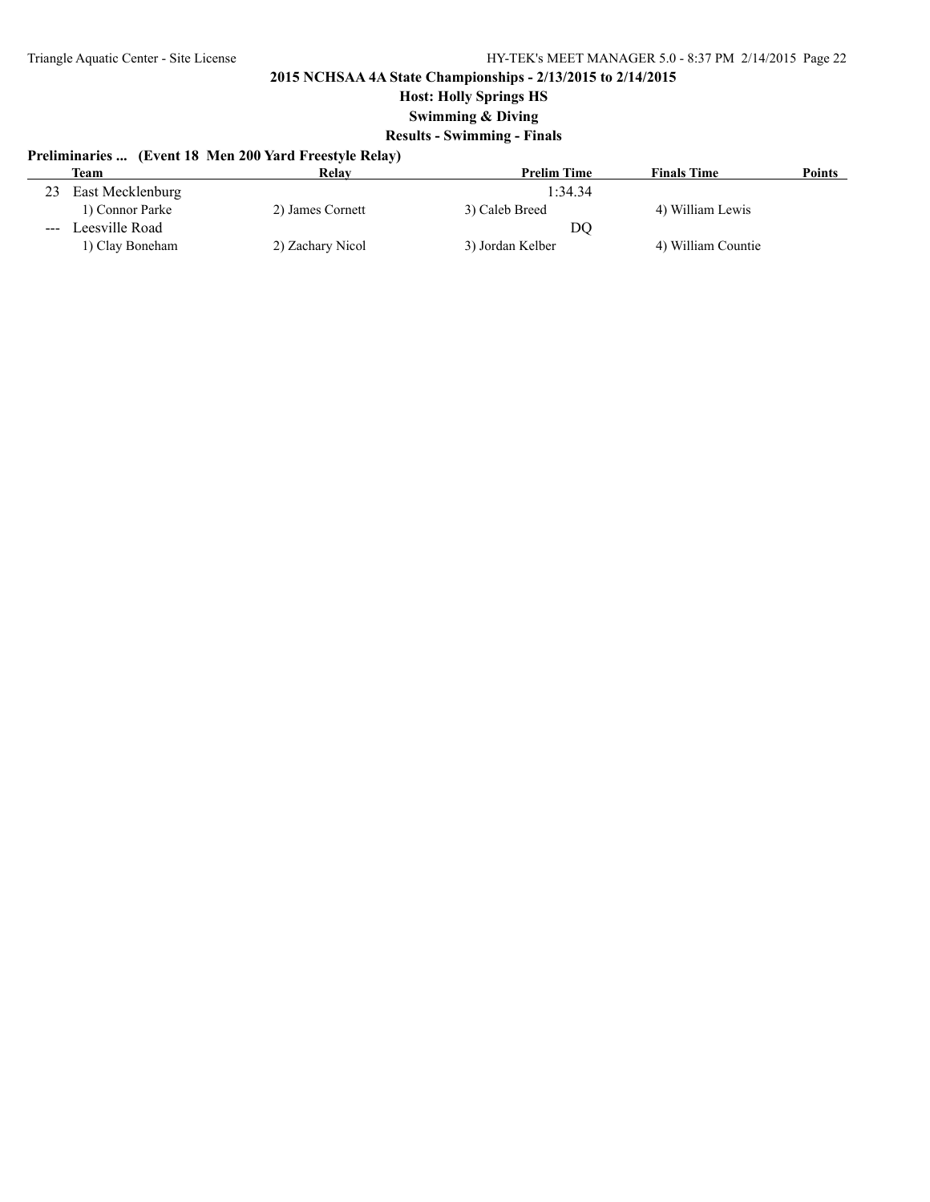**2015 NCHSAA 4A State Championships - 2/13/2015 to 2/14/2015**

**Host: Holly Springs HS**

**Swimming & Diving**

**Results - Swimming - Finals**

**Preliminaries ... (Event 18 Men 200 Yard Freestyle Relay)**

| | Team | Relay | Prelim Time | Finals Time | Points |
|---|---|---|---|---|---|
| 23 | East Mecklenburg | | 1:34.34 | | |
| | 1) Connor Parke | 2) James Cornett | 3) Caleb Breed | 4) William Lewis | |
| --- | Leesville Road | | DQ | | |
| | 1) Clay Boneham | 2) Zachary Nicol | 3) Jordan Kelber | 4) William Countie | |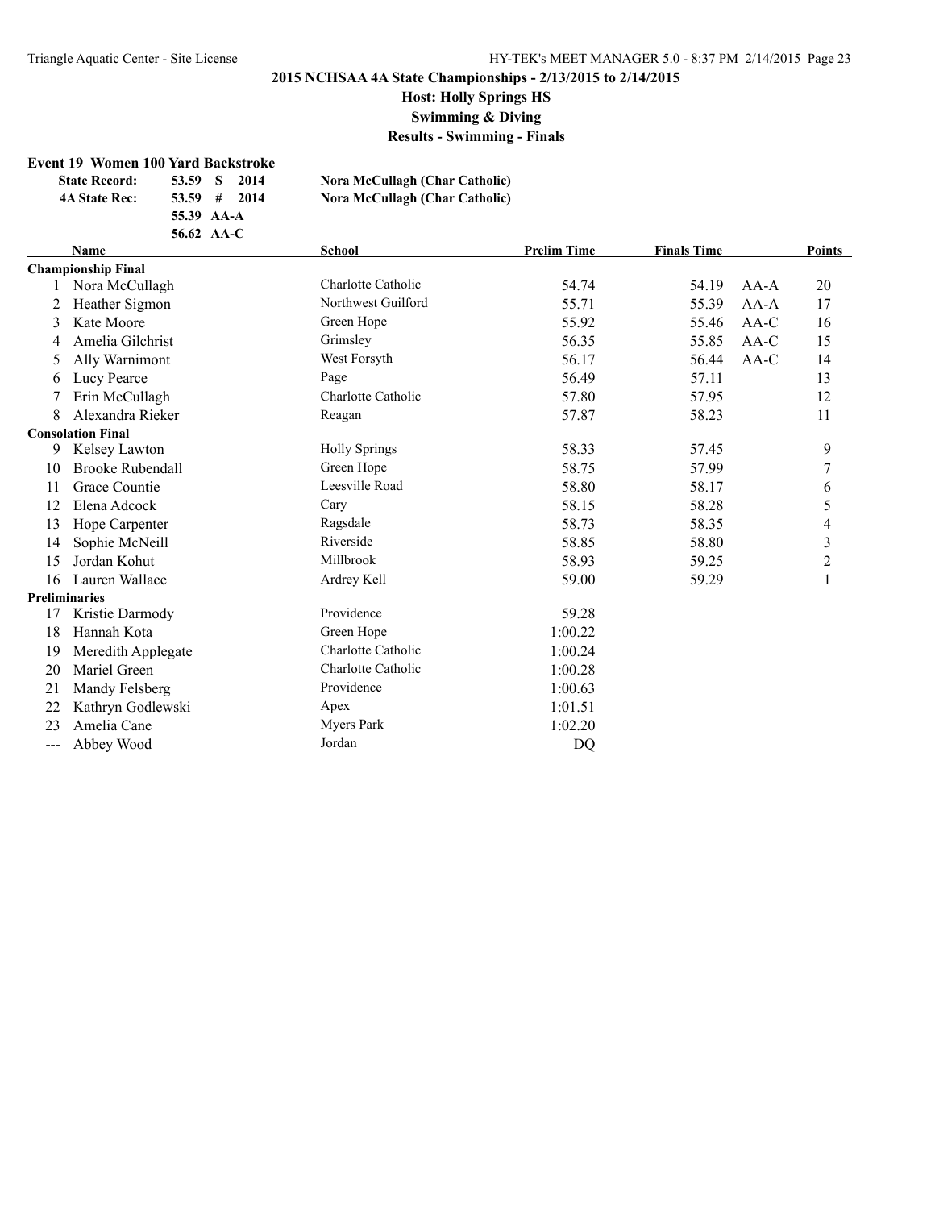**2015 NCHSAA 4A State Championships - 2/13/2015 to 2/14/2015**

**Host: Holly Springs HS**

**Swimming & Diving**

**Results - Swimming - Finals**

### Event 19 Women 100 Yard Backstroke

| | | | |
|---|---|---|---|
| **State Record:** | 53.59 S 2014 | **Nora McCullagh (Char Catholic)** |
| **4A State Rec:** | 53.59 # 2014 | **Nora McCullagh (Char Catholic)** |
| | 55.39 AA-A | |
| | 56.62 AA-C | |

| | Name | School | Prelim Time | Finals Time | | Points |
|---|---|---|---|---|---|---|
| **Championship Final** | | | | | | |
| 1 | Nora McCullagh | Charlotte Catholic | 54.74 | 54.19 | AA-A | 20 |
| 2 | Heather Sigmon | Northwest Guilford | 55.71 | 55.39 | AA-A | 17 |
| 3 | Kate Moore | Green Hope | 55.92 | 55.46 | AA-C | 16 |
| 4 | Amelia Gilchrist | Grimsley | 56.35 | 55.85 | AA-C | 15 |
| 5 | Ally Warnimont | West Forsyth | 56.17 | 56.44 | AA-C | 14 |
| 6 | Lucy Pearce | Page | 56.49 | 57.11 | | 13 |
| 7 | Erin McCullagh | Charlotte Catholic | 57.80 | 57.95 | | 12 |
| 8 | Alexandra Rieker | Reagan | 57.87 | 58.23 | | 11 |
| **Consolation Final** | | | | | | |
| 9 | Kelsey Lawton | Holly Springs | 58.33 | 57.45 | | 9 |
| 10 | Brooke Rubendall | Green Hope | 58.75 | 57.99 | | 7 |
| 11 | Grace Countie | Leesville Road | 58.80 | 58.17 | | 6 |
| 12 | Elena Adcock | Cary | 58.15 | 58.28 | | 5 |
| 13 | Hope Carpenter | Ragsdale | 58.73 | 58.35 | | 4 |
| 14 | Sophie McNeill | Riverside | 58.85 | 58.80 | | 3 |
| 15 | Jordan Kohut | Millbrook | 58.93 | 59.25 | | 2 |
| 16 | Lauren Wallace | Ardrey Kell | 59.00 | 59.29 | | 1 |
| **Preliminaries** | | | | | | |
| 17 | Kristie Darmody | Providence | 59.28 | | | |
| 18 | Hannah Kota | Green Hope | 1:00.22 | | | |
| 19 | Meredith Applegate | Charlotte Catholic | 1:00.24 | | | |
| 20 | Mariel Green | Charlotte Catholic | 1:00.28 | | | |
| 21 | Mandy Felsberg | Providence | 1:00.63 | | | |
| 22 | Kathryn Godlewski | Apex | 1:01.51 | | | |
| 23 | Amelia Cane | Myers Park | 1:02.20 | | | |
| --- | Abbey Wood | Jordan | DQ | | | |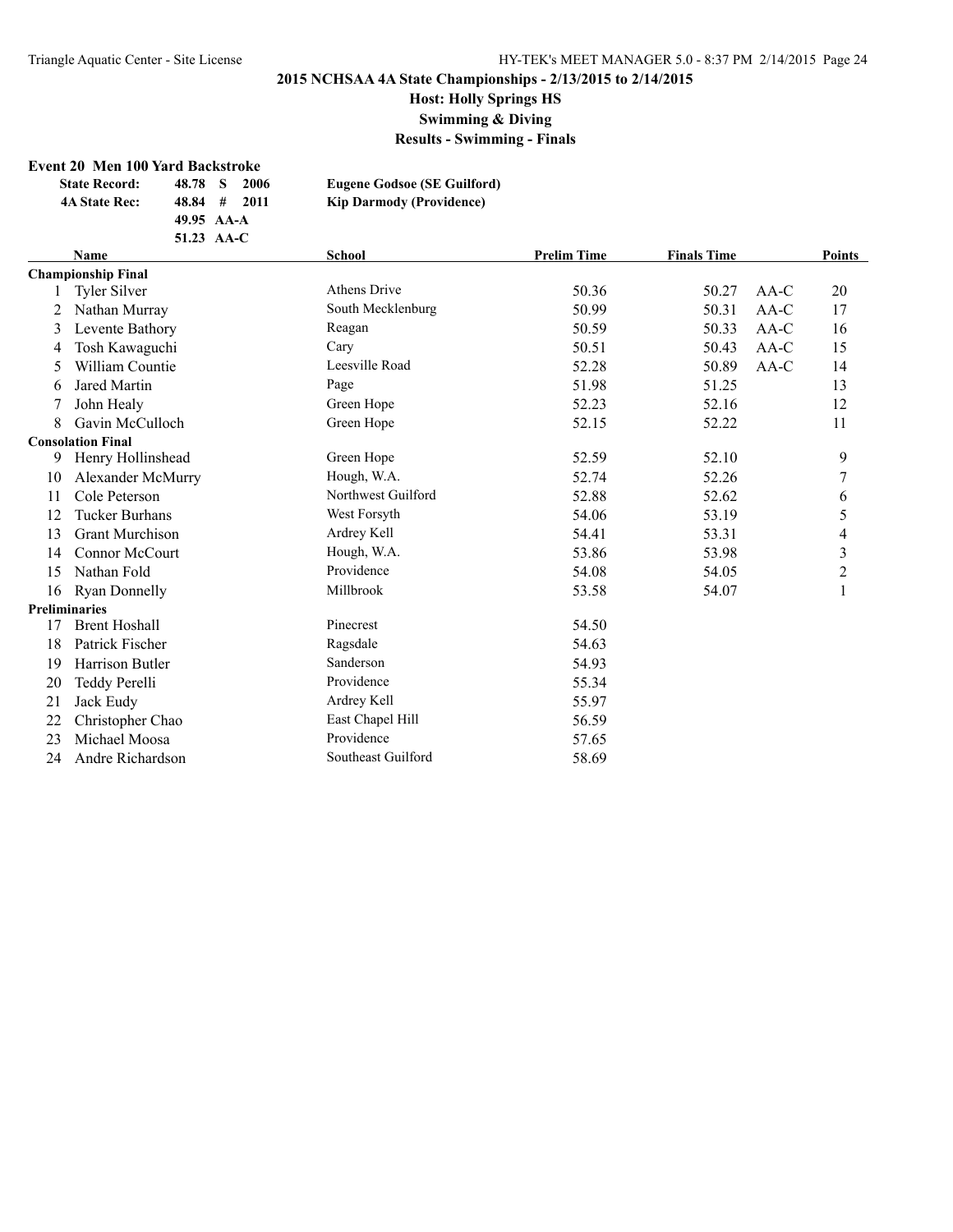## 2015 NCHSAA 4A State Championships - 2/13/2015 to 2/14/2015

### Host: Holly Springs HS

### Swimming & Diving

### Results - Swimming - Finals

**Event 20 Men 100 Yard Backstroke**

| | | | |
|---|---|---|---|
| **State Record:** | **48.78 S** | **2006** | **Eugene Godsoe (SE Guilford)** |
| **4A State Rec:** | **48.84 #** | **2011** | **Kip Darmody (Providence)** |
| | **49.95 AA-A** | | |
| | **51.23 AA-C** | | |

| | Name | School | Prelim Time | Finals Time | | Points |
|---|---|---|---|---|---|---|
| **Championship Final** | | | | | | |
| 1 | Tyler Silver | Athens Drive | 50.36 | 50.27 | AA-C | 20 |
| 2 | Nathan Murray | South Mecklenburg | 50.99 | 50.31 | AA-C | 17 |
| 3 | Levente Bathory | Reagan | 50.59 | 50.33 | AA-C | 16 |
| 4 | Tosh Kawaguchi | Cary | 50.51 | 50.43 | AA-C | 15 |
| 5 | William Countie | Leesville Road | 52.28 | 50.89 | AA-C | 14 |
| 6 | Jared Martin | Page | 51.98 | 51.25 | | 13 |
| 7 | John Healy | Green Hope | 52.23 | 52.16 | | 12 |
| 8 | Gavin McCulloch | Green Hope | 52.15 | 52.22 | | 11 |
| **Consolation Final** | | | | | | |
| 9 | Henry Hollinshead | Green Hope | 52.59 | 52.10 | | 9 |
| 10 | Alexander McMurry | Hough, W.A. | 52.74 | 52.26 | | 7 |
| 11 | Cole Peterson | Northwest Guilford | 52.88 | 52.62 | | 6 |
| 12 | Tucker Burhans | West Forsyth | 54.06 | 53.19 | | 5 |
| 13 | Grant Murchison | Ardrey Kell | 54.41 | 53.31 | | 4 |
| 14 | Connor McCourt | Hough, W.A. | 53.86 | 53.98 | | 3 |
| 15 | Nathan Fold | Providence | 54.08 | 54.05 | | 2 |
| 16 | Ryan Donnelly | Millbrook | 53.58 | 54.07 | | 1 |
| **Preliminaries** | | | | | | |
| 17 | Brent Hoshall | Pinecrest | 54.50 | | | |
| 18 | Patrick Fischer | Ragsdale | 54.63 | | | |
| 19 | Harrison Butler | Sanderson | 54.93 | | | |
| 20 | Teddy Perelli | Providence | 55.34 | | | |
| 21 | Jack Eudy | Ardrey Kell | 55.97 | | | |
| 22 | Christopher Chao | East Chapel Hill | 56.59 | | | |
| 23 | Michael Moosa | Providence | 57.65 | | | |
| 24 | Andre Richardson | Southeast Guilford | 58.69 | | | |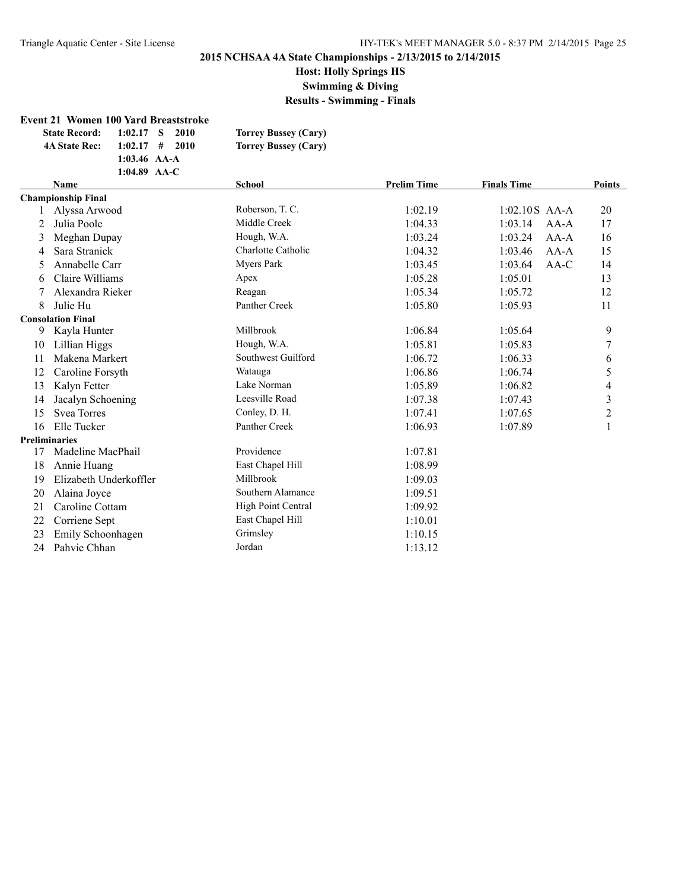# 2015 NCHSAA 4A State Championships - 2/13/2015 to 2/14/2015

**Host: Holly Springs HS**

**Swimming & Diving**

**Results - Swimming - Finals**

## Event 21 Women 100 Yard Breaststroke

| | | | |
|---|---|---|---|
| **State Record:** | **1:02.17 S 2010** | **Torrey Bussey (Cary)** |
| **4A State Rec:** | **1:02.17 # 2010** | **Torrey Bussey (Cary)** |
| | **1:03.46 AA-A** | |
| | **1:04.89 AA-C** | |

| | Name | School | Prelim Time | Finals Time | | Points |
|---|---|---|---|---|---|---|
| **Championship Final** | | | | | | |
| 1 | Alyssa Arwood | Roberson, T. C. | 1:02.19 | 1:02.10S | AA-A | 20 |
| 2 | Julia Poole | Middle Creek | 1:04.33 | 1:03.14 | AA-A | 17 |
| 3 | Meghan Dupay | Hough, W.A. | 1:03.24 | 1:03.24 | AA-A | 16 |
| 4 | Sara Stranick | Charlotte Catholic | 1:04.32 | 1:03.46 | AA-A | 15 |
| 5 | Annabelle Carr | Myers Park | 1:03.45 | 1:03.64 | AA-C | 14 |
| 6 | Claire Williams | Apex | 1:05.28 | 1:05.01 | | 13 |
| 7 | Alexandra Rieker | Reagan | 1:05.34 | 1:05.72 | | 12 |
| 8 | Julie Hu | Panther Creek | 1:05.80 | 1:05.93 | | 11 |
| **Consolation Final** | | | | | | |
| 9 | Kayla Hunter | Millbrook | 1:06.84 | 1:05.64 | | 9 |
| 10 | Lillian Higgs | Hough, W.A. | 1:05.81 | 1:05.83 | | 7 |
| 11 | Makena Markert | Southwest Guilford | 1:06.72 | 1:06.33 | | 6 |
| 12 | Caroline Forsyth | Watauga | 1:06.86 | 1:06.74 | | 5 |
| 13 | Kalyn Fetter | Lake Norman | 1:05.89 | 1:06.82 | | 4 |
| 14 | Jacalyn Schoening | Leesville Road | 1:07.38 | 1:07.43 | | 3 |
| 15 | Svea Torres | Conley, D. H. | 1:07.41 | 1:07.65 | | 2 |
| 16 | Elle Tucker | Panther Creek | 1:06.93 | 1:07.89 | | 1 |
| **Preliminaries** | | | | | | |
| 17 | Madeline MacPhail | Providence | 1:07.81 | | | |
| 18 | Annie Huang | East Chapel Hill | 1:08.99 | | | |
| 19 | Elizabeth Underkoffler | Millbrook | 1:09.03 | | | |
| 20 | Alaina Joyce | Southern Alamance | 1:09.51 | | | |
| 21 | Caroline Cottam | High Point Central | 1:09.92 | | | |
| 22 | Corriene Sept | East Chapel Hill | 1:10.01 | | | |
| 23 | Emily Schoonhagen | Grimsley | 1:10.15 | | | |
| 24 | Pahvie Chhan | Jordan | 1:13.12 | | | |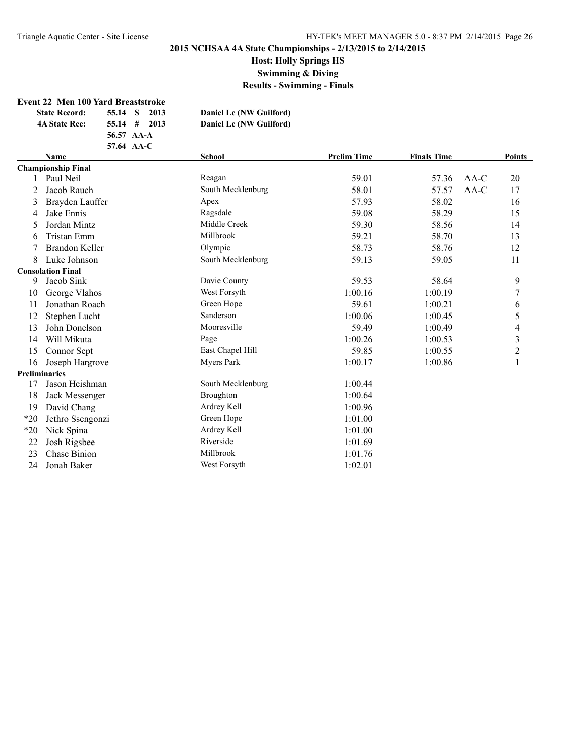**2015 NCHSAA 4A State Championships - 2/13/2015 to 2/14/2015**

**Host: Holly Springs HS**

**Swimming & Diving**

**Results - Swimming - Finals**

### Event 22 Men 100 Yard Breaststroke

| | | | |
|---|---|---|---|
| **State Record:** | 55.14 S 2013 | | **Daniel Le (NW Guilford)** |
| **4A State Rec:** | 55.14 # 2013 | | **Daniel Le (NW Guilford)** |
| | 56.57 AA-A | | |
| | 57.64 AA-C | | |

| | Name | School | Prelim Time | Finals Time | | Points |
|---|---|---|---|---|---|---|
| **Championship Final** | | | | | | |
| 1 | Paul Neil | Reagan | 59.01 | 57.36 | AA-C | 20 |
| 2 | Jacob Rauch | South Mecklenburg | 58.01 | 57.57 | AA-C | 17 |
| 3 | Brayden Lauffer | Apex | 57.93 | 58.02 | | 16 |
| 4 | Jake Ennis | Ragsdale | 59.08 | 58.29 | | 15 |
| 5 | Jordan Mintz | Middle Creek | 59.30 | 58.56 | | 14 |
| 6 | Tristan Emm | Millbrook | 59.21 | 58.70 | | 13 |
| 7 | Brandon Keller | Olympic | 58.73 | 58.76 | | 12 |
| 8 | Luke Johnson | South Mecklenburg | 59.13 | 59.05 | | 11 |
| **Consolation Final** | | | | | | |
| 9 | Jacob Sink | Davie County | 59.53 | 58.64 | | 9 |
| 10 | George Vlahos | West Forsyth | 1:00.16 | 1:00.19 | | 7 |
| 11 | Jonathan Roach | Green Hope | 59.61 | 1:00.21 | | 6 |
| 12 | Stephen Lucht | Sanderson | 1:00.06 | 1:00.45 | | 5 |
| 13 | John Donelson | Mooresville | 59.49 | 1:00.49 | | 4 |
| 14 | Will Mikuta | Page | 1:00.26 | 1:00.53 | | 3 |
| 15 | Connor Sept | East Chapel Hill | 59.85 | 1:00.55 | | 2 |
| 16 | Joseph Hargrove | Myers Park | 1:00.17 | 1:00.86 | | 1 |
| **Preliminaries** | | | | | | |
| 17 | Jason Heishman | South Mecklenburg | 1:00.44 | | | |
| 18 | Jack Messenger | Broughton | 1:00.64 | | | |
| 19 | David Chang | Ardrey Kell | 1:00.96 | | | |
| *20 | Jethro Ssengonzi | Green Hope | 1:01.00 | | | |
| *20 | Nick Spina | Ardrey Kell | 1:01.00 | | | |
| 22 | Josh Rigsbee | Riverside | 1:01.69 | | | |
| 23 | Chase Binion | Millbrook | 1:01.76 | | | |
| 24 | Jonah Baker | West Forsyth | 1:02.01 | | | |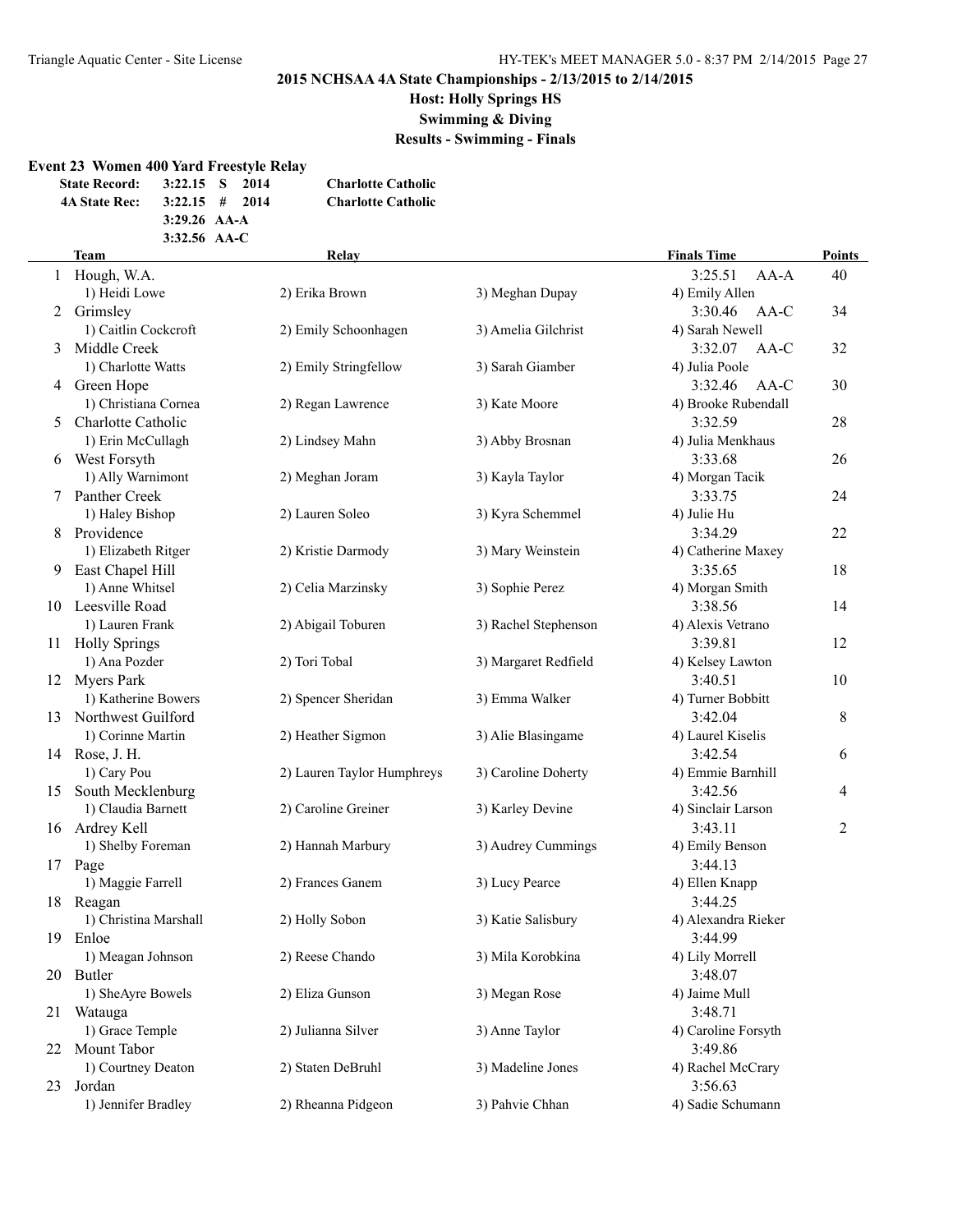## 2015 NCHSAA 4A State Championships - 2/13/2015 to 2/14/2015

**Host: Holly Springs HS**

**Swimming & Diving**

**Results - Swimming - Finals**

### Event 23 Women 400 Yard Freestyle Relay

| | | | | |
|---|---|---|---|---|
| **State Record:** | 3:22.15 | S | 2014 | **Charlotte Catholic** |
| **4A State Rec:** | 3:22.15 | # | 2014 | **Charlotte Catholic** |
| | 3:29.26 | AA-A | | |
| | 3:32.56 | AA-C | | |

| | Team | Relay | | Finals Time | Points |
|---|---|---|---|---|---|
| 1 | Hough, W.A. | | | 3:25.51 AA-A | 40 |
| | 1) Heidi Lowe | 2) Erika Brown | 3) Meghan Dupay | 4) Emily Allen | |
| 2 | Grimsley | | | 3:30.46 AA-C | 34 |
| | 1) Caitlin Cockcroft | 2) Emily Schoonhagen | 3) Amelia Gilchrist | 4) Sarah Newell | |
| 3 | Middle Creek | | | 3:32.07 AA-C | 32 |
| | 1) Charlotte Watts | 2) Emily Stringfellow | 3) Sarah Giamber | 4) Julia Poole | |
| 4 | Green Hope | | | 3:32.46 AA-C | 30 |
| | 1) Christiana Cornea | 2) Regan Lawrence | 3) Kate Moore | 4) Brooke Rubendall | |
| 5 | Charlotte Catholic | | | 3:32.59 | 28 |
| | 1) Erin McCullagh | 2) Lindsey Mahn | 3) Abby Brosnan | 4) Julia Menkhaus | |
| 6 | West Forsyth | | | 3:33.68 | 26 |
| | 1) Ally Warnimont | 2) Meghan Joram | 3) Kayla Taylor | 4) Morgan Tacik | |
| 7 | Panther Creek | | | 3:33.75 | 24 |
| | 1) Haley Bishop | 2) Lauren Soleo | 3) Kyra Schemmel | 4) Julie Hu | |
| 8 | Providence | | | 3:34.29 | 22 |
| | 1) Elizabeth Ritger | 2) Kristie Darmody | 3) Mary Weinstein | 4) Catherine Maxey | |
| 9 | East Chapel Hill | | | 3:35.65 | 18 |
| | 1) Anne Whitsel | 2) Celia Marzinsky | 3) Sophie Perez | 4) Morgan Smith | |
| 10 | Leesville Road | | | 3:38.56 | 14 |
| | 1) Lauren Frank | 2) Abigail Toburen | 3) Rachel Stephenson | 4) Alexis Vetrano | |
| 11 | Holly Springs | | | 3:39.81 | 12 |
| | 1) Ana Pozder | 2) Tori Tobal | 3) Margaret Redfield | 4) Kelsey Lawton | |
| 12 | Myers Park | | | 3:40.51 | 10 |
| | 1) Katherine Bowers | 2) Spencer Sheridan | 3) Emma Walker | 4) Turner Bobbitt | |
| 13 | Northwest Guilford | | | 3:42.04 | 8 |
| | 1) Corinne Martin | 2) Heather Sigmon | 3) Alie Blasingame | 4) Laurel Kiselis | |
| 14 | Rose, J. H. | | | 3:42.54 | 6 |
| | 1) Cary Pou | 2) Lauren Taylor Humphreys | 3) Caroline Doherty | 4) Emmie Barnhill | |
| 15 | South Mecklenburg | | | 3:42.56 | 4 |
| | 1) Claudia Barnett | 2) Caroline Greiner | 3) Karley Devine | 4) Sinclair Larson | |
| 16 | Ardrey Kell | | | 3:43.11 | 2 |
| | 1) Shelby Foreman | 2) Hannah Marbury | 3) Audrey Cummings | 4) Emily Benson | |
| 17 | Page | | | 3:44.13 | |
| | 1) Maggie Farrell | 2) Frances Ganem | 3) Lucy Pearce | 4) Ellen Knapp | |
| 18 | Reagan | | | 3:44.25 | |
| | 1) Christina Marshall | 2) Holly Sobon | 3) Katie Salisbury | 4) Alexandra Rieker | |
| 19 | Enloe | | | 3:44.99 | |
| | 1) Meagan Johnson | 2) Reese Chando | 3) Mila Korobkina | 4) Lily Morrell | |
| 20 | Butler | | | 3:48.07 | |
| | 1) SheAyre Bowels | 2) Eliza Gunson | 3) Megan Rose | 4) Jaime Mull | |
| 21 | Watauga | | | 3:48.71 | |
| | 1) Grace Temple | 2) Julianna Silver | 3) Anne Taylor | 4) Caroline Forsyth | |
| 22 | Mount Tabor | | | 3:49.86 | |
| | 1) Courtney Deaton | 2) Staten DeBruhl | 3) Madeline Jones | 4) Rachel McCrary | |
| 23 | Jordan | | | 3:56.63 | |
| | 1) Jennifer Bradley | 2) Rheanna Pidgeon | 3) Pahvie Chhan | 4) Sadie Schumann | |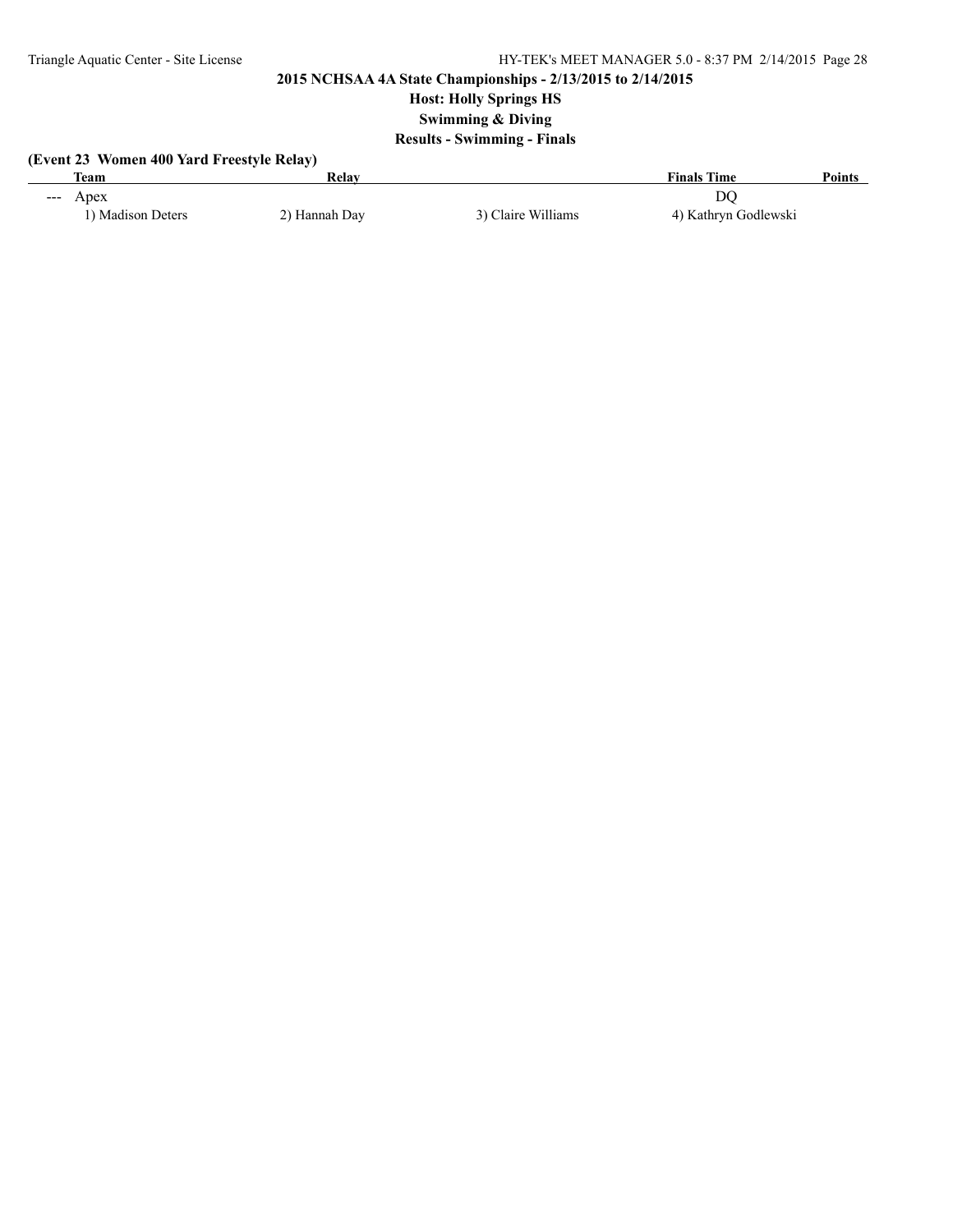**2015 NCHSAA 4A State Championships - 2/13/2015 to 2/14/2015**

**Host: Holly Springs HS**

**Swimming & Diving**

**Results - Swimming - Finals**

**(Event 23 Women 400 Yard Freestyle Relay)**

| | Team | Relay | | Finals Time | Points |
|---|---|---|---|---|---|
| --- | Apex | | | DQ | |
| | 1) Madison Deters | 2) Hannah Day | 3) Claire Williams | 4) Kathryn Godlewski | |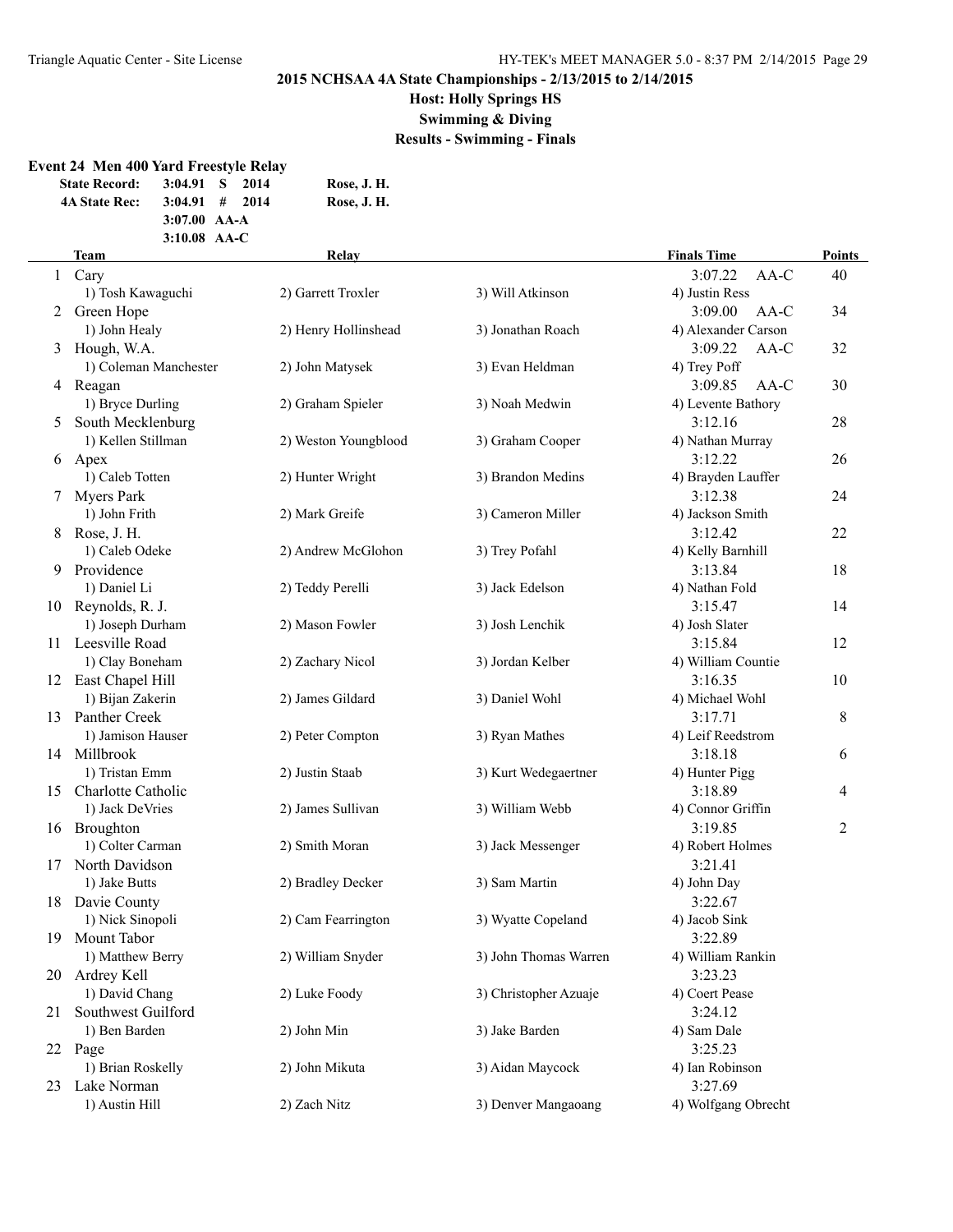## 2015 NCHSAA 4A State Championships - 2/13/2015 to 2/14/2015

### Host: Holly Springs HS

### Swimming & Diving

### Results - Swimming - Finals

**Event 24 Men 400 Yard Freestyle Relay**

| | | | | |
|---|---|---|---|---|
| **State Record:** | 3:04.91 | S | 2014 | Rose, J. H. |
| **4A State Rec:** | 3:04.91 | # | 2014 | Rose, J. H. |
| | 3:07.00 | AA-A | | |
| | 3:10.08 | AA-C | | |

| | Team | Relay | | | Finals Time | Points |
|---|---|---|---|---|---|---|
| 1 | Cary | | | | 3:07.22 AA-C | 40 |
| | 1) Tosh Kawaguchi | 2) Garrett Troxler | 3) Will Atkinson | 4) Justin Ress | | |
| 2 | Green Hope | | | | 3:09.00 AA-C | 34 |
| | 1) John Healy | 2) Henry Hollinshead | 3) Jonathan Roach | 4) Alexander Carson | | |
| 3 | Hough, W.A. | | | | 3:09.22 AA-C | 32 |
| | 1) Coleman Manchester | 2) John Matysek | 3) Evan Heldman | 4) Trey Poff | | |
| 4 | Reagan | | | | 3:09.85 AA-C | 30 |
| | 1) Bryce Durling | 2) Graham Spieler | 3) Noah Medwin | 4) Levente Bathory | | |
| 5 | South Mecklenburg | | | | 3:12.16 | 28 |
| | 1) Kellen Stillman | 2) Weston Youngblood | 3) Graham Cooper | 4) Nathan Murray | | |
| 6 | Apex | | | | 3:12.22 | 26 |
| | 1) Caleb Totten | 2) Hunter Wright | 3) Brandon Medins | 4) Brayden Lauffer | | |
| 7 | Myers Park | | | | 3:12.38 | 24 |
| | 1) John Frith | 2) Mark Greife | 3) Cameron Miller | 4) Jackson Smith | | |
| 8 | Rose, J. H. | | | | 3:12.42 | 22 |
| | 1) Caleb Odeke | 2) Andrew McGlohon | 3) Trey Pofahl | 4) Kelly Barnhill | | |
| 9 | Providence | | | | 3:13.84 | 18 |
| | 1) Daniel Li | 2) Teddy Perelli | 3) Jack Edelson | 4) Nathan Fold | | |
| 10 | Reynolds, R. J. | | | | 3:15.47 | 14 |
| | 1) Joseph Durham | 2) Mason Fowler | 3) Josh Lenchik | 4) Josh Slater | | |
| 11 | Leesville Road | | | | 3:15.84 | 12 |
| | 1) Clay Boneham | 2) Zachary Nicol | 3) Jordan Kelber | 4) William Countie | | |
| 12 | East Chapel Hill | | | | 3:16.35 | 10 |
| | 1) Bijan Zakerin | 2) James Gildard | 3) Daniel Wohl | 4) Michael Wohl | | |
| 13 | Panther Creek | | | | 3:17.71 | 8 |
| | 1) Jamison Hauser | 2) Peter Compton | 3) Ryan Mathes | 4) Leif Reedstrom | | |
| 14 | Millbrook | | | | 3:18.18 | 6 |
| | 1) Tristan Emm | 2) Justin Staab | 3) Kurt Wedegaertner | 4) Hunter Pigg | | |
| 15 | Charlotte Catholic | | | | 3:18.89 | 4 |
| | 1) Jack DeVries | 2) James Sullivan | 3) William Webb | 4) Connor Griffin | | |
| 16 | Broughton | | | | 3:19.85 | 2 |
| | 1) Colter Carman | 2) Smith Moran | 3) Jack Messenger | 4) Robert Holmes | | |
| 17 | North Davidson | | | | 3:21.41 | |
| | 1) Jake Butts | 2) Bradley Decker | 3) Sam Martin | 4) John Day | | |
| 18 | Davie County | | | | 3:22.67 | |
| | 1) Nick Sinopoli | 2) Cam Fearrington | 3) Wyatte Copeland | 4) Jacob Sink | | |
| 19 | Mount Tabor | | | | 3:22.89 | |
| | 1) Matthew Berry | 2) William Snyder | 3) John Thomas Warren | 4) William Rankin | | |
| 20 | Ardrey Kell | | | | 3:23.23 | |
| | 1) David Chang | 2) Luke Foody | 3) Christopher Azuaje | 4) Coert Pease | | |
| 21 | Southwest Guilford | | | | 3:24.12 | |
| | 1) Ben Barden | 2) John Min | 3) Jake Barden | 4) Sam Dale | | |
| 22 | Page | | | | 3:25.23 | |
| | 1) Brian Roskelly | 2) John Mikuta | 3) Aidan Maycock | 4) Ian Robinson | | |
| 23 | Lake Norman | | | | 3:27.69 | |
| | 1) Austin Hill | 2) Zach Nitz | 3) Denver Mangaoang | 4) Wolfgang Obrecht | | |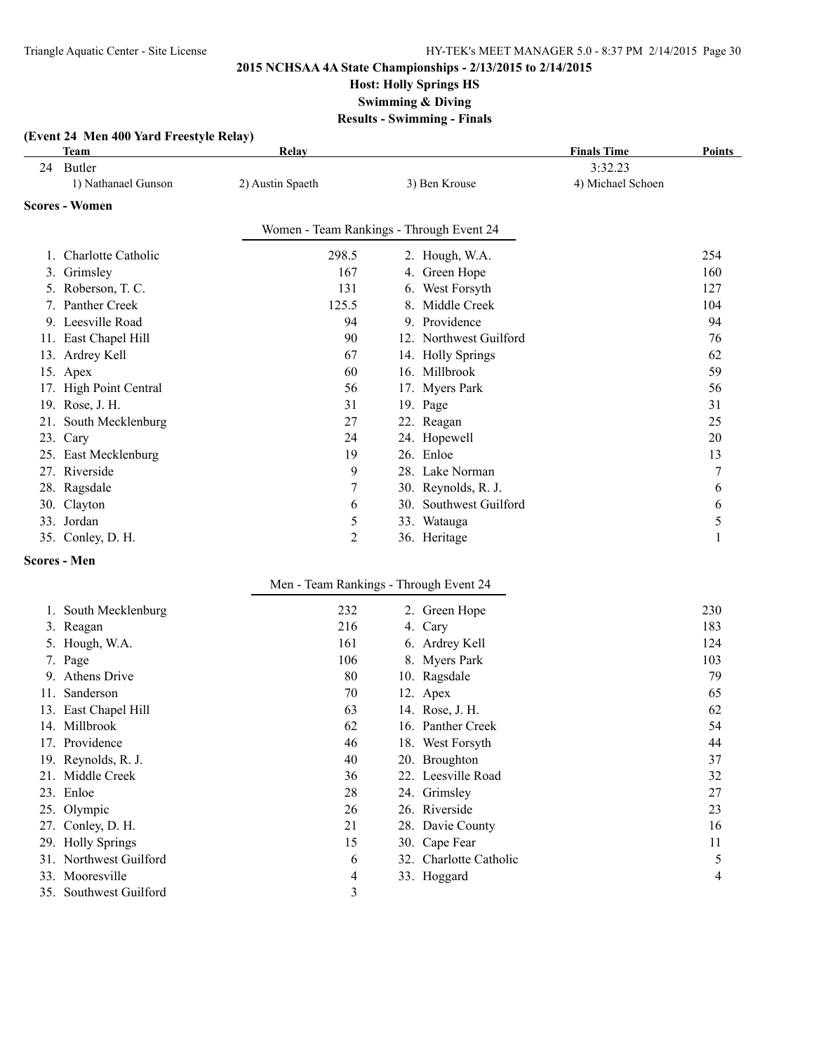**2015 NCHSAA 4A State Championships - 2/13/2015 to 2/14/2015**

**Host: Holly Springs HS**

**Swimming & Diving**

**Results - Swimming - Finals**

### (Event 24 Men 400 Yard Freestyle Relay)

| | Team | Relay | | Finals Time | Points |
|---|---|---|---|---|---|
| 24 | Butler | | | 3:32.23 | |
| | 1) Nathanael Gunson | 2) Austin Spaeth | 3) Ben Krouse | 4) Michael Schoen | |

### Scores - Women

Women - Team Rankings - Through Event 24

| | | | | | |
|---|---|---|---|---|---|
| 1. | Charlotte Catholic | 298.5 | 2. | Hough, W.A. | 254 |
| 3. | Grimsley | 167 | 4. | Green Hope | 160 |
| 5. | Roberson, T. C. | 131 | 6. | West Forsyth | 127 |
| 7. | Panther Creek | 125.5 | 8. | Middle Creek | 104 |
| 9. | Leesville Road | 94 | 9. | Providence | 94 |
| 11. | East Chapel Hill | 90 | 12. | Northwest Guilford | 76 |
| 13. | Ardrey Kell | 67 | 14. | Holly Springs | 62 |
| 15. | Apex | 60 | 16. | Millbrook | 59 |
| 17. | High Point Central | 56 | 17. | Myers Park | 56 |
| 19. | Rose, J. H. | 31 | 19. | Page | 31 |
| 21. | South Mecklenburg | 27 | 22. | Reagan | 25 |
| 23. | Cary | 24 | 24. | Hopewell | 20 |
| 25. | East Mecklenburg | 19 | 26. | Enloe | 13 |
| 27. | Riverside | 9 | 28. | Lake Norman | 7 |
| 28. | Ragsdale | 7 | 30. | Reynolds, R. J. | 6 |
| 30. | Clayton | 6 | 30. | Southwest Guilford | 6 |
| 33. | Jordan | 5 | 33. | Watauga | 5 |
| 35. | Conley, D. H. | 2 | 36. | Heritage | 1 |

### Scores - Men

Men - Team Rankings - Through Event 24

| | | | | | |
|---|---|---|---|---|---|
| 1. | South Mecklenburg | 232 | 2. | Green Hope | 230 |
| 3. | Reagan | 216 | 4. | Cary | 183 |
| 5. | Hough, W.A. | 161 | 6. | Ardrey Kell | 124 |
| 7. | Page | 106 | 8. | Myers Park | 103 |
| 9. | Athens Drive | 80 | 10. | Ragsdale | 79 |
| 11. | Sanderson | 70 | 12. | Apex | 65 |
| 13. | East Chapel Hill | 63 | 14. | Rose, J. H. | 62 |
| 14. | Millbrook | 62 | 16. | Panther Creek | 54 |
| 17. | Providence | 46 | 18. | West Forsyth | 44 |
| 19. | Reynolds, R. J. | 40 | 20. | Broughton | 37 |
| 21. | Middle Creek | 36 | 22. | Leesville Road | 32 |
| 23. | Enloe | 28 | 24. | Grimsley | 27 |
| 25. | Olympic | 26 | 26. | Riverside | 23 |
| 27. | Conley, D. H. | 21 | 28. | Davie County | 16 |
| 29. | Holly Springs | 15 | 30. | Cape Fear | 11 |
| 31. | Northwest Guilford | 6 | 32. | Charlotte Catholic | 5 |
| 33. | Mooresville | 4 | 33. | Hoggard | 4 |
| 35. | Southwest Guilford | 3 | | | |